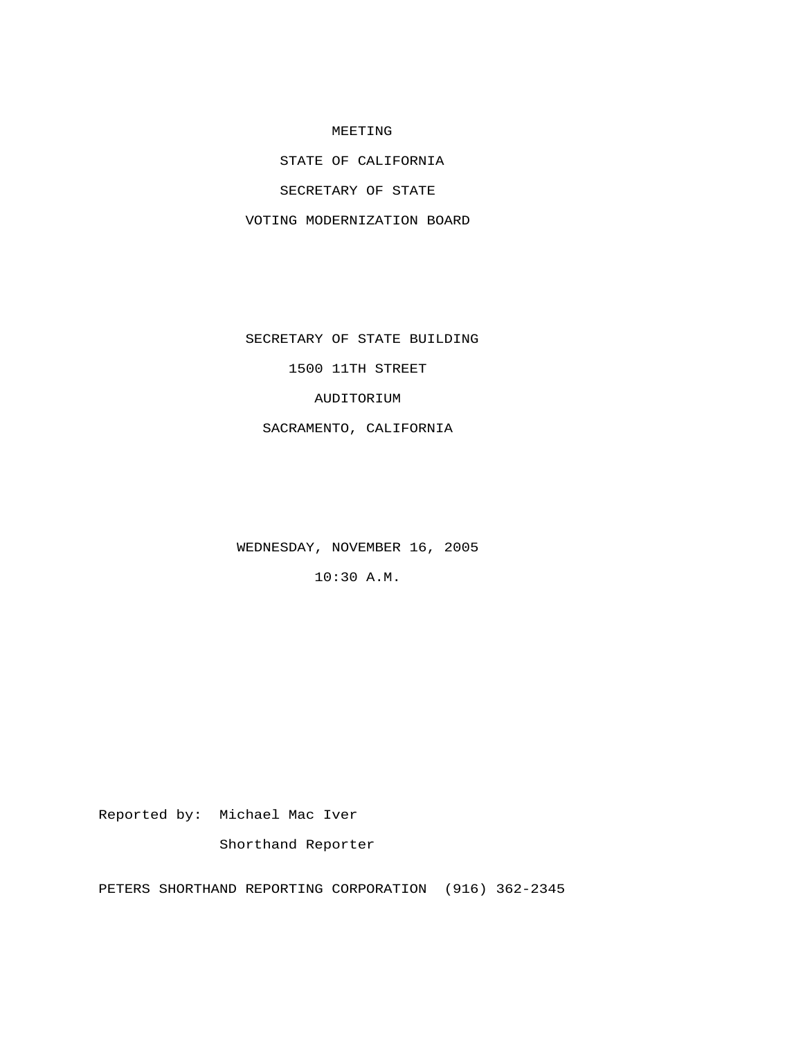MEETING

STATE OF CALIFORNIA

SECRETARY OF STATE

VOTING MODERNIZATION BOARD

SECRETARY OF STATE BUILDING

1500 11TH STREET

AUDITORIUM

SACRAMENTO, CALIFORNIA

WEDNESDAY, NOVEMBER 16, 2005

10:30 A.M.

Reported by: Michael Mac Iver

Shorthand Reporter

PETERS SHORTHAND REPORTING CORPORATION (916) 362-2345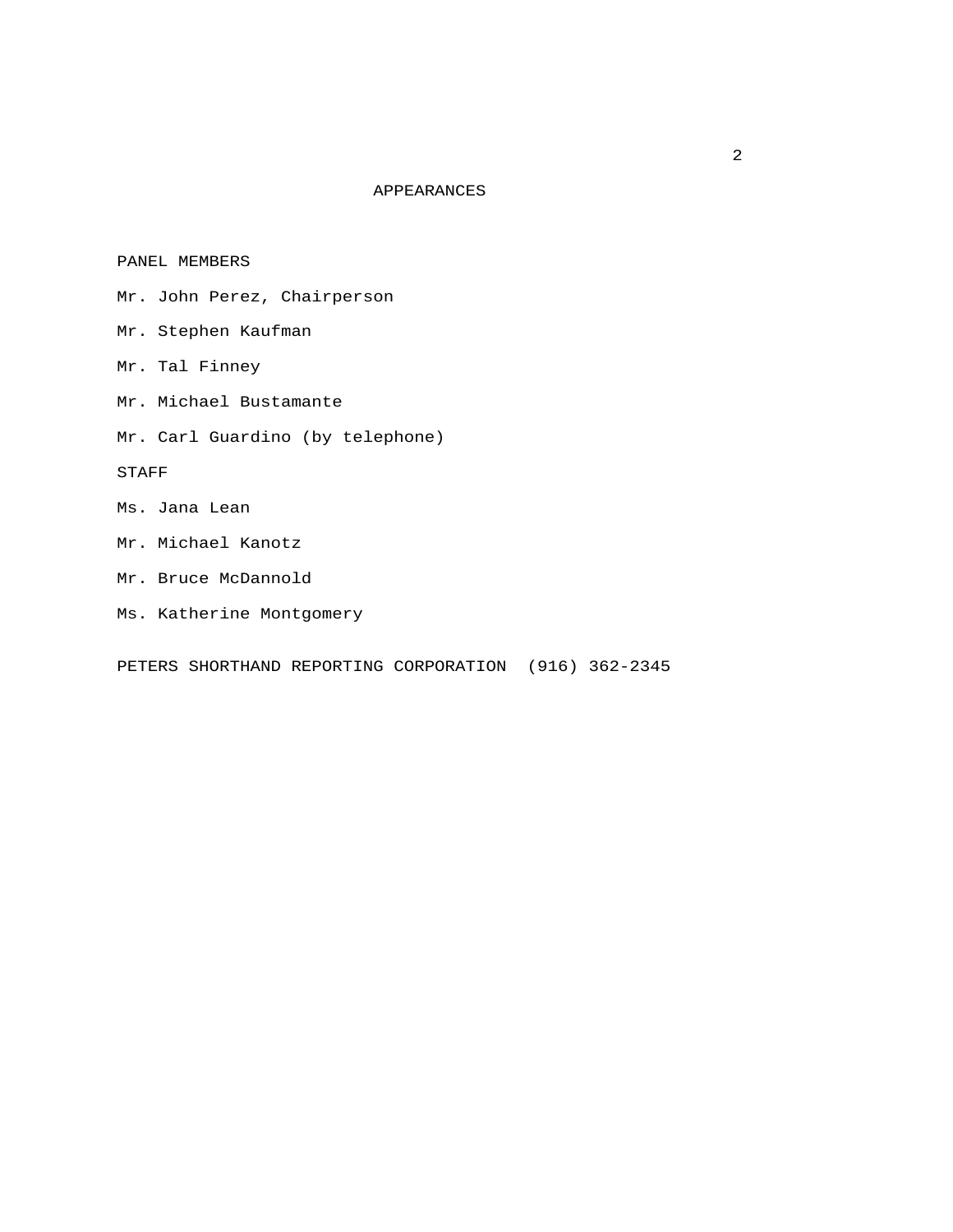# APPEARANCES

PANEL MEMBERS

Mr. John Perez, Chairperson

Mr. Stephen Kaufman

Mr. Tal Finney

Mr. Michael Bustamante

Mr. Carl Guardino (by telephone)

STAFF

Ms. Jana Lean

Mr. Michael Kanotz

Mr. Bruce McDannold

Ms. Katherine Montgomery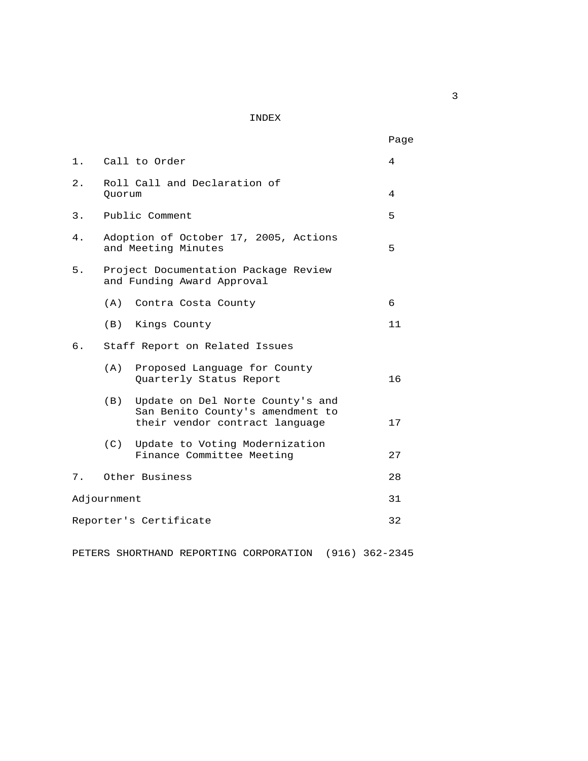# INDEX

| | Page |
|---|---|
| 1. Call to Order | 4 |
| 2. Roll Call and Declaration of Quorum | 4 |
| 3. Public Comment | 5 |
| 4. Adoption of October 17, 2005, Actions and Meeting Minutes | 5 |
| 5. Project Documentation Package Review and Funding Award Approval | |
| (A) Contra Costa County | 6 |
| (B) Kings County | 11 |
| 6. Staff Report on Related Issues | |
| (A) Proposed Language for County Quarterly Status Report | 16 |
| (B) Update on Del Norte County's and San Benito County's amendment to their vendor contract language | 17 |
| (C) Update to Voting Modernization Finance Committee Meeting | 27 |
| 7. Other Business | 28 |
| Adjournment | 31 |
| Reporter's Certificate | 32 |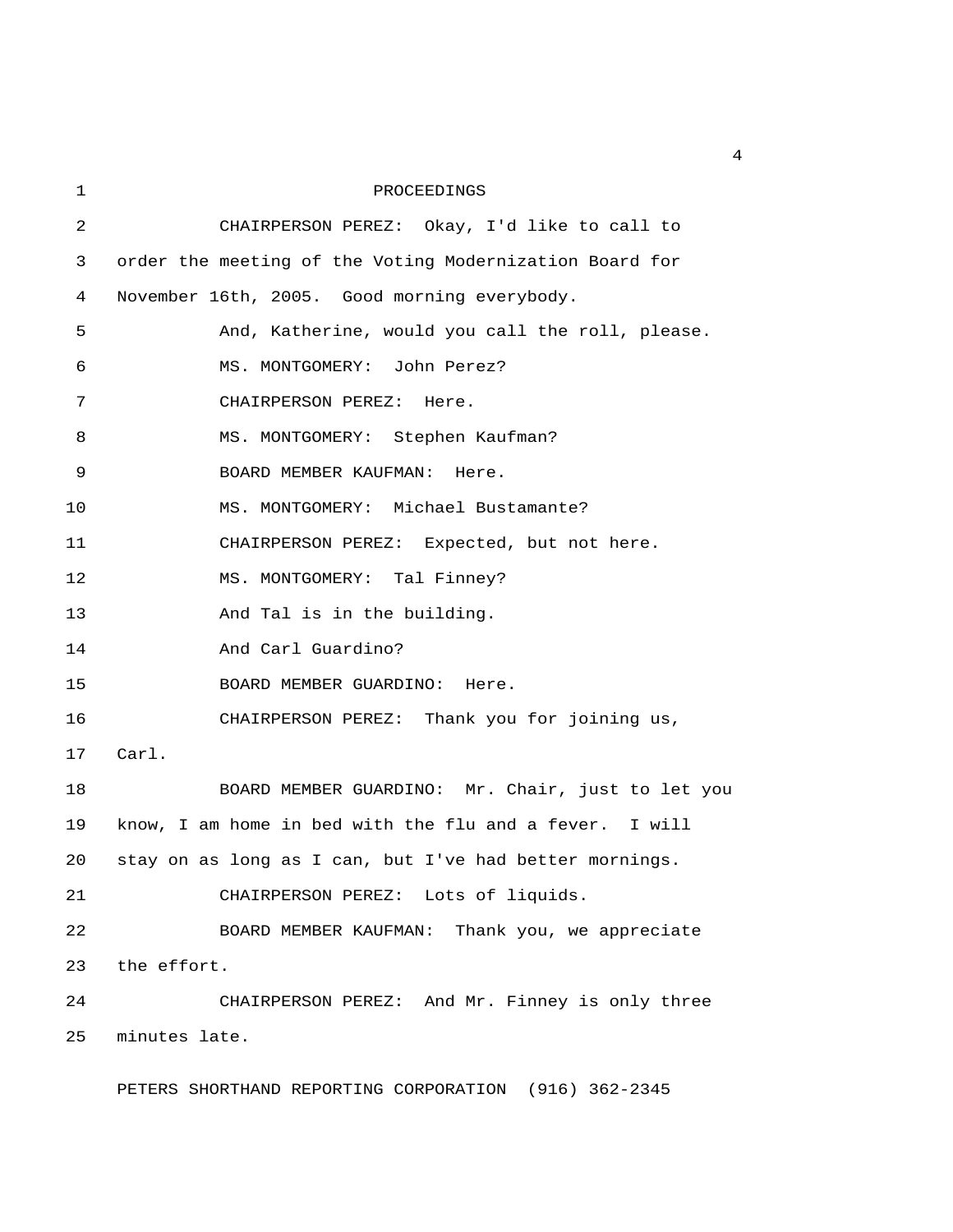PROCEEDINGS

CHAIRPERSON PEREZ: Okay, I'd like to call to order the meeting of the Voting Modernization Board for November 16th, 2005. Good morning everybody.

And, Katherine, would you call the roll, please.

MS. MONTGOMERY: John Perez?

CHAIRPERSON PEREZ: Here.

MS. MONTGOMERY: Stephen Kaufman?

BOARD MEMBER KAUFMAN: Here.

MS. MONTGOMERY: Michael Bustamante?

CHAIRPERSON PEREZ: Expected, but not here.

MS. MONTGOMERY: Tal Finney?

And Tal is in the building.

And Carl Guardino?

BOARD MEMBER GUARDINO: Here.

CHAIRPERSON PEREZ: Thank you for joining us, Carl.

BOARD MEMBER GUARDINO: Mr. Chair, just to let you know, I am home in bed with the flu and a fever. I will stay on as long as I can, but I've had better mornings.

CHAIRPERSON PEREZ: Lots of liquids.

BOARD MEMBER KAUFMAN: Thank you, we appreciate the effort.

CHAIRPERSON PEREZ: And Mr. Finney is only three minutes late.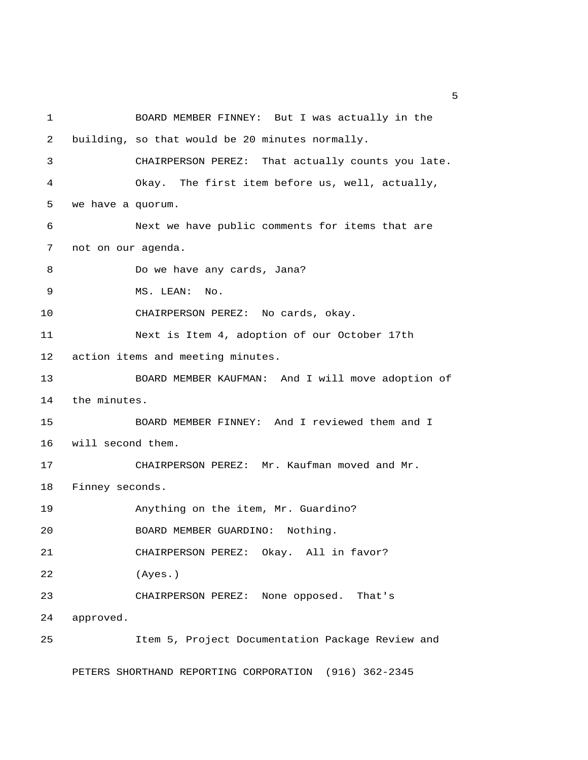BOARD MEMBER FINNEY: But I was actually in the building, so that would be 20 minutes normally.

CHAIRPERSON PEREZ: That actually counts you late.

Okay. The first item before us, well, actually, we have a quorum.

Next we have public comments for items that are not on our agenda.

Do we have any cards, Jana?

MS. LEAN: No.

CHAIRPERSON PEREZ: No cards, okay.

Next is Item 4, adoption of our October 17th action items and meeting minutes.

BOARD MEMBER KAUFMAN: And I will move adoption of the minutes.

BOARD MEMBER FINNEY: And I reviewed them and I will second them.

CHAIRPERSON PEREZ: Mr. Kaufman moved and Mr. Finney seconds.

Anything on the item, Mr. Guardino?

BOARD MEMBER GUARDINO: Nothing.

CHAIRPERSON PEREZ: Okay. All in favor?

(Ayes.)

CHAIRPERSON PEREZ: None opposed. That's approved.

Item 5, Project Documentation Package Review and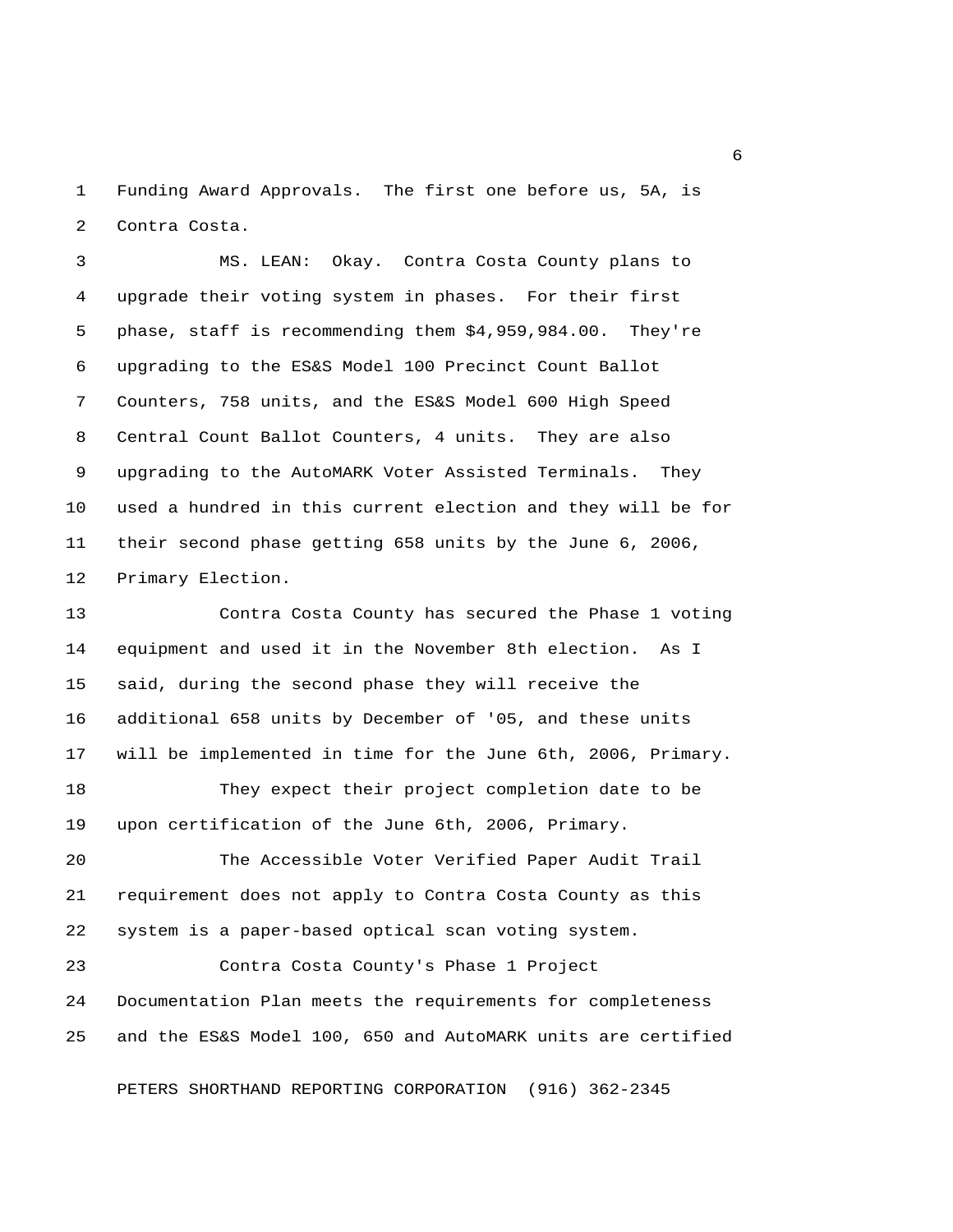Funding Award Approvals. The first one before us, 5A, is Contra Costa.

MS. LEAN: Okay. Contra Costa County plans to upgrade their voting system in phases. For their first phase, staff is recommending them $4,959,984.00. They're upgrading to the ES&S Model 100 Precinct Count Ballot Counters, 758 units, and the ES&S Model 600 High Speed Central Count Ballot Counters, 4 units. They are also upgrading to the AutoMARK Voter Assisted Terminals. They used a hundred in this current election and they will be for their second phase getting 658 units by the June 6, 2006, Primary Election.

Contra Costa County has secured the Phase 1 voting equipment and used it in the November 8th election. As I said, during the second phase they will receive the additional 658 units by December of '05, and these units will be implemented in time for the June 6th, 2006, Primary.

They expect their project completion date to be upon certification of the June 6th, 2006, Primary.

The Accessible Voter Verified Paper Audit Trail requirement does not apply to Contra Costa County as this system is a paper-based optical scan voting system.

Contra Costa County's Phase 1 Project Documentation Plan meets the requirements for completeness and the ES&S Model 100, 650 and AutoMARK units are certified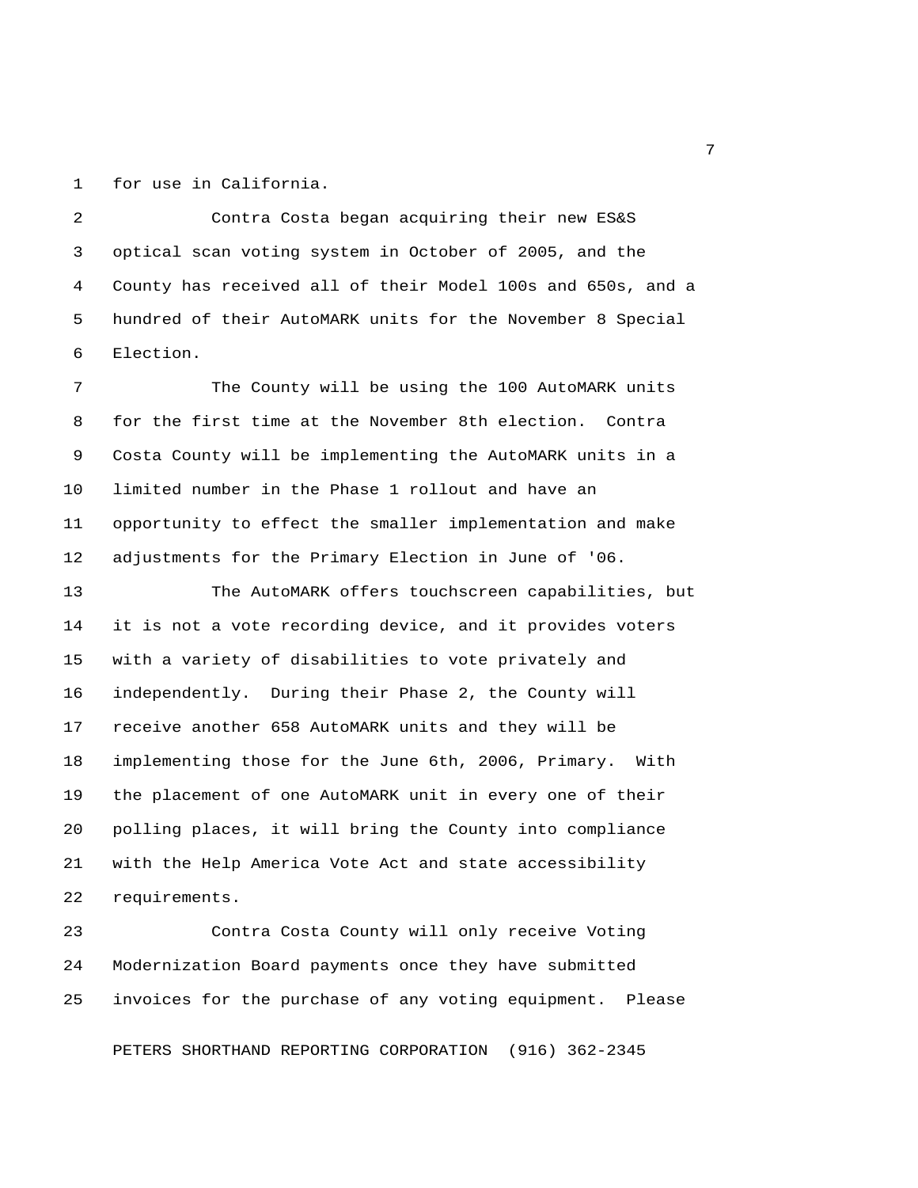for use in California.

Contra Costa began acquiring their new ES&S optical scan voting system in October of 2005, and the County has received all of their Model 100s and 650s, and a hundred of their AutoMARK units for the November 8 Special Election.

The County will be using the 100 AutoMARK units for the first time at the November 8th election. Contra Costa County will be implementing the AutoMARK units in a limited number in the Phase 1 rollout and have an opportunity to effect the smaller implementation and make adjustments for the Primary Election in June of '06.

The AutoMARK offers touchscreen capabilities, but it is not a vote recording device, and it provides voters with a variety of disabilities to vote privately and independently. During their Phase 2, the County will receive another 658 AutoMARK units and they will be implementing those for the June 6th, 2006, Primary. With the placement of one AutoMARK unit in every one of their polling places, it will bring the County into compliance with the Help America Vote Act and state accessibility requirements.

Contra Costa County will only receive Voting Modernization Board payments once they have submitted invoices for the purchase of any voting equipment. Please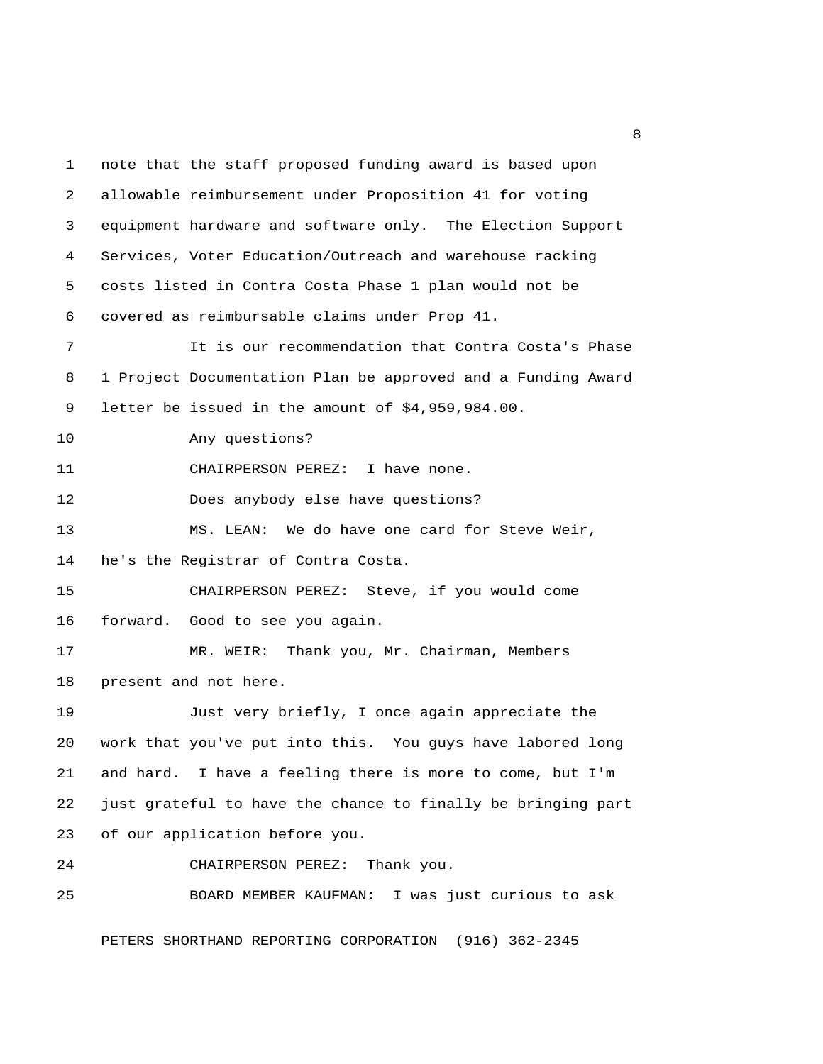note that the staff proposed funding award is based upon allowable reimbursement under Proposition 41 for voting equipment hardware and software only. The Election Support Services, Voter Education/Outreach and warehouse racking costs listed in Contra Costa Phase 1 plan would not be covered as reimbursable claims under Prop 41.

It is our recommendation that Contra Costa's Phase 1 Project Documentation Plan be approved and a Funding Award letter be issued in the amount of $4,959,984.00.

Any questions?

CHAIRPERSON PEREZ: I have none.

Does anybody else have questions?

MS. LEAN: We do have one card for Steve Weir, he's the Registrar of Contra Costa.

CHAIRPERSON PEREZ: Steve, if you would come forward. Good to see you again.

MR. WEIR: Thank you, Mr. Chairman, Members present and not here.

Just very briefly, I once again appreciate the work that you've put into this. You guys have labored long and hard. I have a feeling there is more to come, but I'm just grateful to have the chance to finally be bringing part of our application before you.

CHAIRPERSON PEREZ: Thank you.

BOARD MEMBER KAUFMAN: I was just curious to ask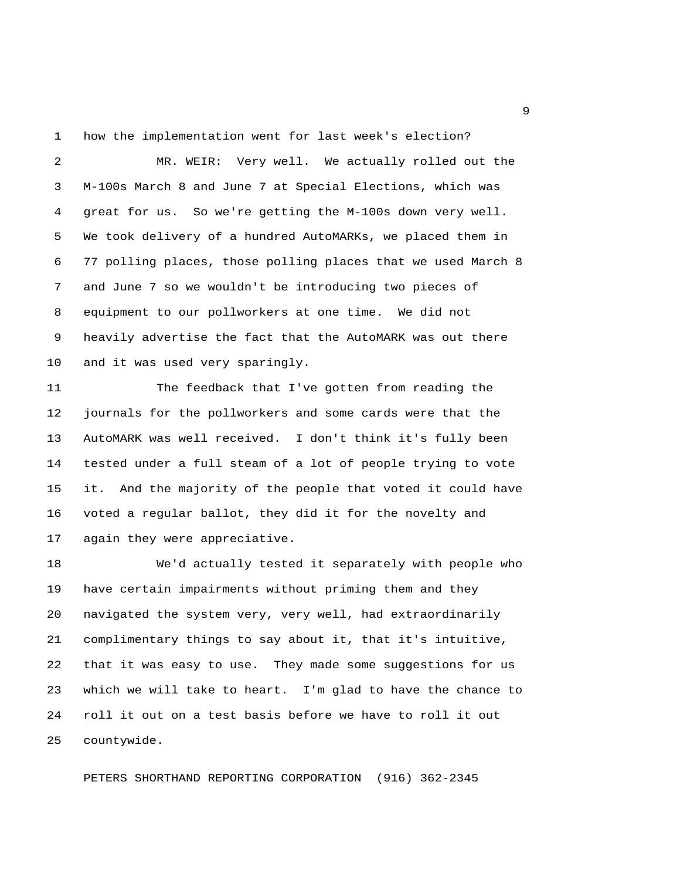how the implementation went for last week's election?

MR. WEIR: Very well. We actually rolled out the M-100s March 8 and June 7 at Special Elections, which was great for us. So we're getting the M-100s down very well. We took delivery of a hundred AutoMARKs, we placed them in 77 polling places, those polling places that we used March 8 and June 7 so we wouldn't be introducing two pieces of equipment to our pollworkers at one time. We did not heavily advertise the fact that the AutoMARK was out there and it was used very sparingly.

The feedback that I've gotten from reading the journals for the pollworkers and some cards were that the AutoMARK was well received. I don't think it's fully been tested under a full steam of a lot of people trying to vote it. And the majority of the people that voted it could have voted a regular ballot, they did it for the novelty and again they were appreciative.

We'd actually tested it separately with people who have certain impairments without priming them and they navigated the system very, very well, had extraordinarily complimentary things to say about it, that it's intuitive, that it was easy to use. They made some suggestions for us which we will take to heart. I'm glad to have the chance to roll it out on a test basis before we have to roll it out countywide.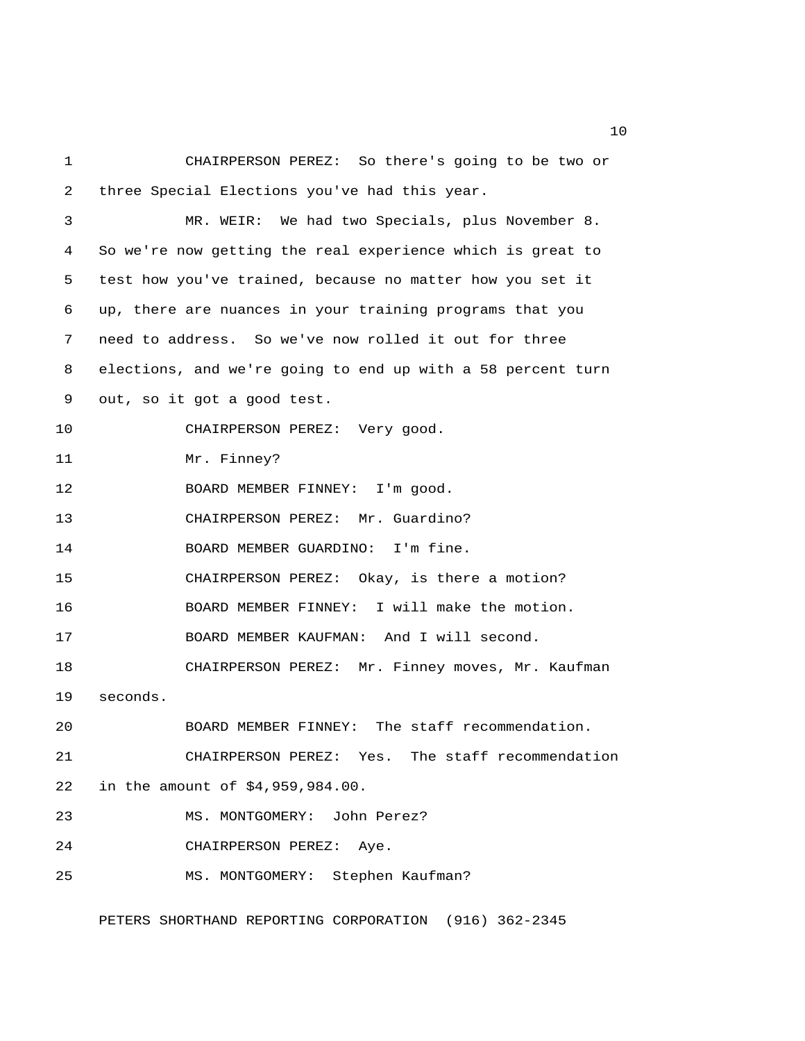CHAIRPERSON PEREZ: So there's going to be two or three Special Elections you've had this year.

MR. WEIR: We had two Specials, plus November 8. So we're now getting the real experience which is great to test how you've trained, because no matter how you set it up, there are nuances in your training programs that you need to address. So we've now rolled it out for three elections, and we're going to end up with a 58 percent turn out, so it got a good test.

CHAIRPERSON PEREZ: Very good.

Mr. Finney?

BOARD MEMBER FINNEY: I'm good.

CHAIRPERSON PEREZ: Mr. Guardino?

BOARD MEMBER GUARDINO: I'm fine.

CHAIRPERSON PEREZ: Okay, is there a motion?

BOARD MEMBER FINNEY: I will make the motion.

BOARD MEMBER KAUFMAN: And I will second.

CHAIRPERSON PEREZ: Mr. Finney moves, Mr. Kaufman seconds.

BOARD MEMBER FINNEY: The staff recommendation.

CHAIRPERSON PEREZ: Yes. The staff recommendation in the amount of $4,959,984.00.

MS. MONTGOMERY: John Perez?

CHAIRPERSON PEREZ: Aye.

MS. MONTGOMERY: Stephen Kaufman?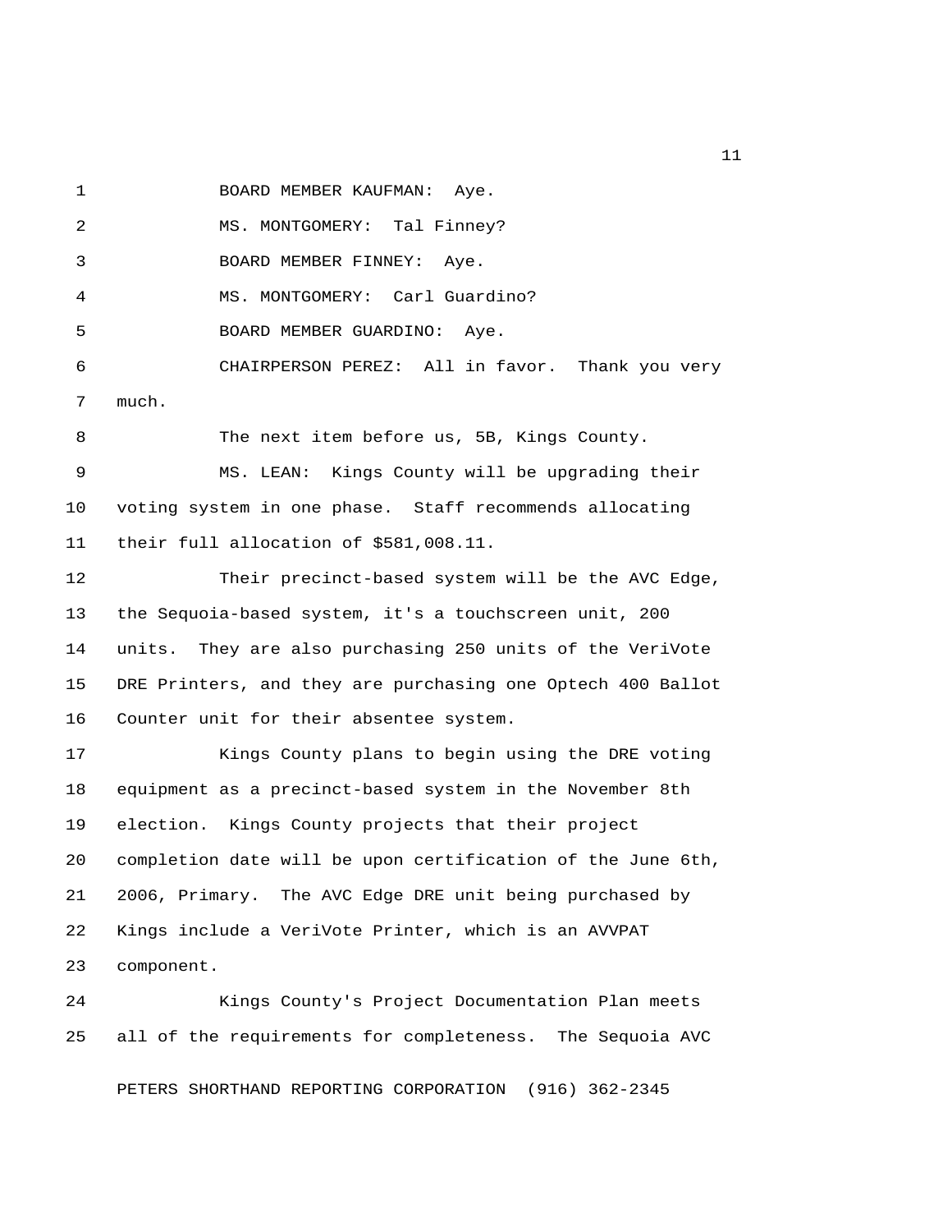BOARD MEMBER KAUFMAN: Aye.

MS. MONTGOMERY: Tal Finney?

BOARD MEMBER FINNEY: Aye.

MS. MONTGOMERY: Carl Guardino?

BOARD MEMBER GUARDINO: Aye.

CHAIRPERSON PEREZ: All in favor. Thank you very much.

The next item before us, 5B, Kings County.

MS. LEAN: Kings County will be upgrading their voting system in one phase. Staff recommends allocating their full allocation of $581,008.11.

Their precinct-based system will be the AVC Edge, the Sequoia-based system, it's a touchscreen unit, 200 units. They are also purchasing 250 units of the VeriVote DRE Printers, and they are purchasing one Optech 400 Ballot Counter unit for their absentee system.

Kings County plans to begin using the DRE voting equipment as a precinct-based system in the November 8th election. Kings County projects that their project completion date will be upon certification of the June 6th, 2006, Primary. The AVC Edge DRE unit being purchased by Kings include a VeriVote Printer, which is an AVVPAT component.

Kings County's Project Documentation Plan meets all of the requirements for completeness. The Sequoia AVC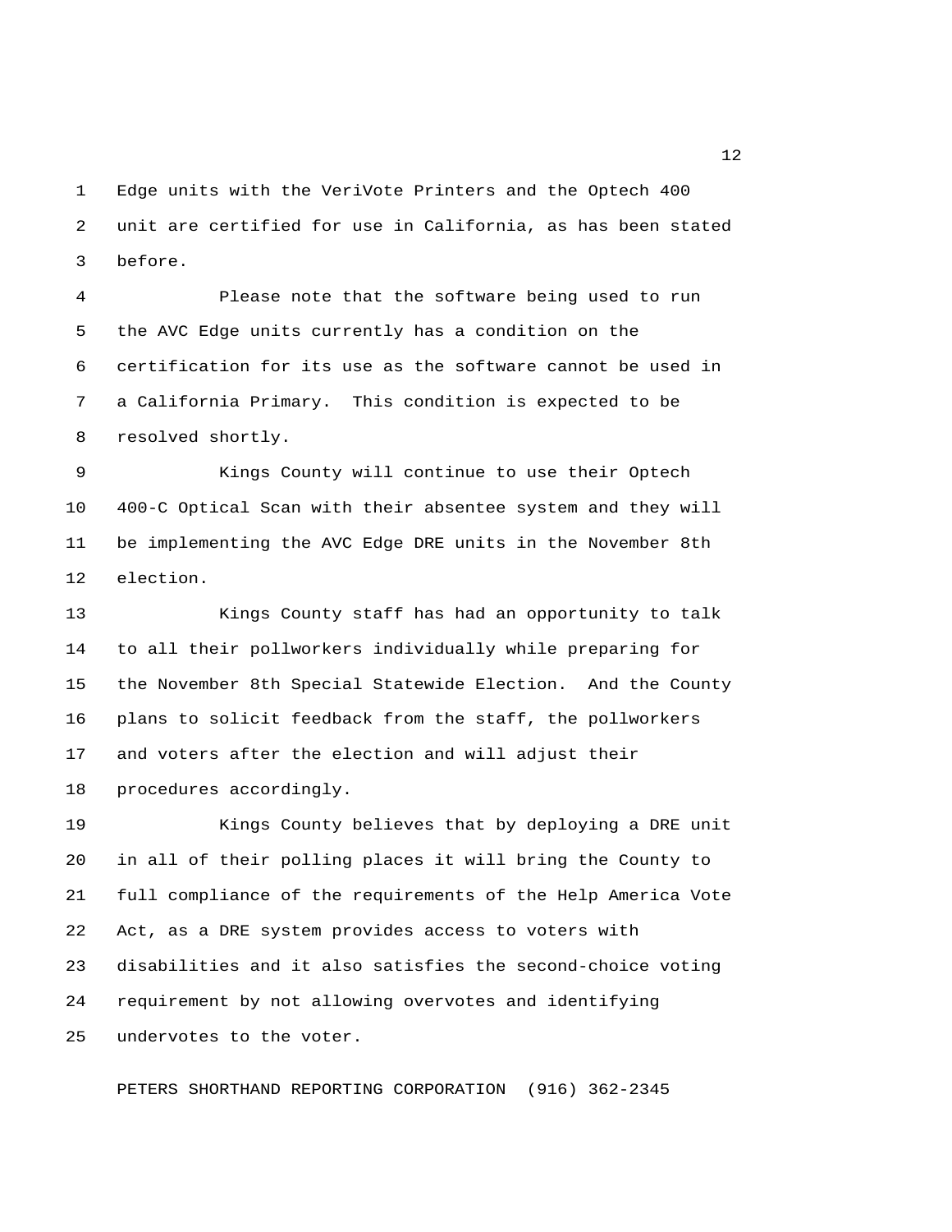Edge units with the VeriVote Printers and the Optech 400 unit are certified for use in California, as has been stated before.

Please note that the software being used to run the AVC Edge units currently has a condition on the certification for its use as the software cannot be used in a California Primary. This condition is expected to be resolved shortly.

Kings County will continue to use their Optech 400-C Optical Scan with their absentee system and they will be implementing the AVC Edge DRE units in the November 8th election.

Kings County staff has had an opportunity to talk to all their pollworkers individually while preparing for the November 8th Special Statewide Election. And the County plans to solicit feedback from the staff, the pollworkers and voters after the election and will adjust their procedures accordingly.

Kings County believes that by deploying a DRE unit in all of their polling places it will bring the County to full compliance of the requirements of the Help America Vote Act, as a DRE system provides access to voters with disabilities and it also satisfies the second-choice voting requirement by not allowing overvotes and identifying undervotes to the voter.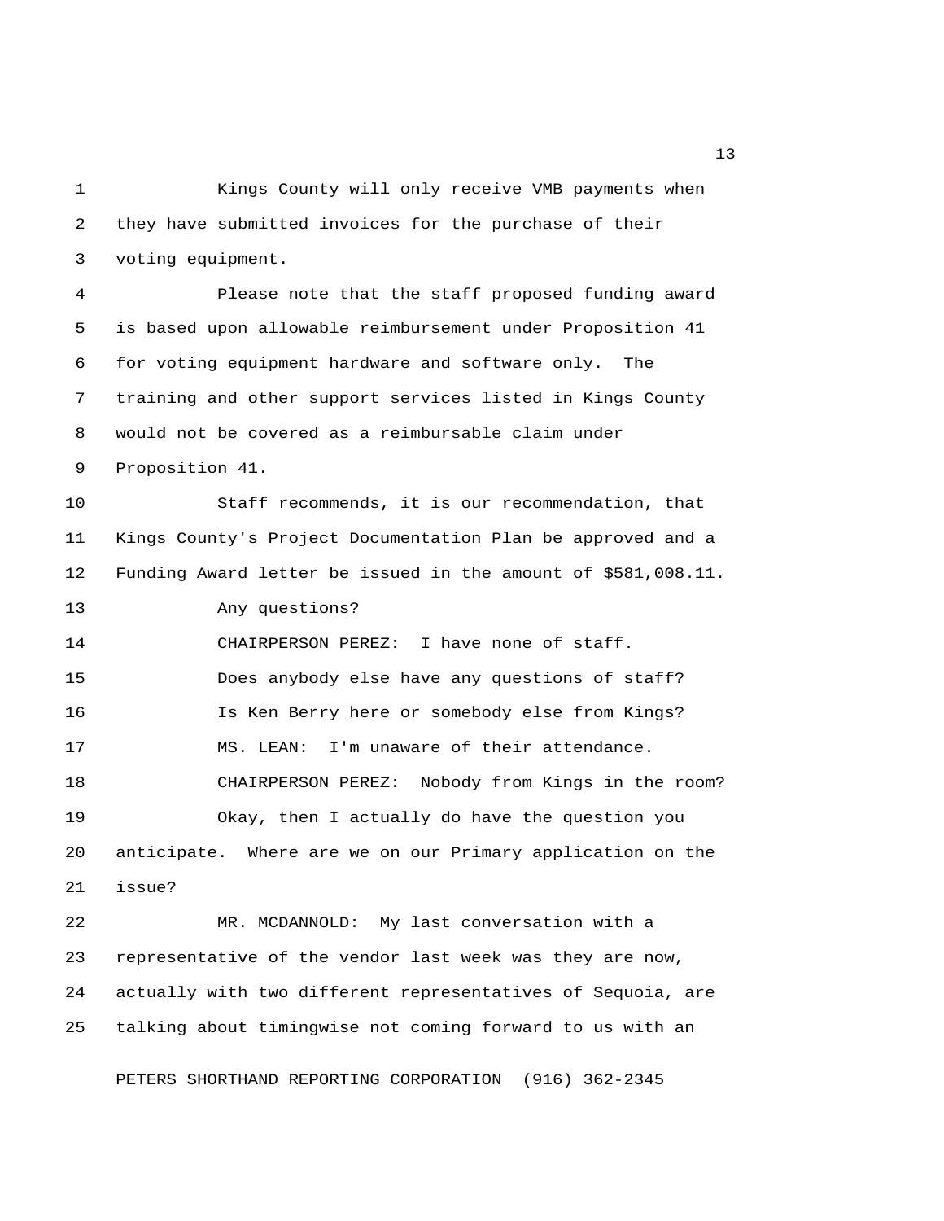Kings County will only receive VMB payments when they have submitted invoices for the purchase of their voting equipment.

Please note that the staff proposed funding award is based upon allowable reimbursement under Proposition 41 for voting equipment hardware and software only. The training and other support services listed in Kings County would not be covered as a reimbursable claim under Proposition 41.

Staff recommends, it is our recommendation, that Kings County's Project Documentation Plan be approved and a Funding Award letter be issued in the amount of $581,008.11.

Any questions?

CHAIRPERSON PEREZ: I have none of staff.

Does anybody else have any questions of staff?

Is Ken Berry here or somebody else from Kings?

MS. LEAN: I'm unaware of their attendance.

CHAIRPERSON PEREZ: Nobody from Kings in the room?

Okay, then I actually do have the question you anticipate. Where are we on our Primary application on the issue?

MR. MCDANNOLD: My last conversation with a representative of the vendor last week was they are now, actually with two different representatives of Sequoia, are talking about timingwise not coming forward to us with an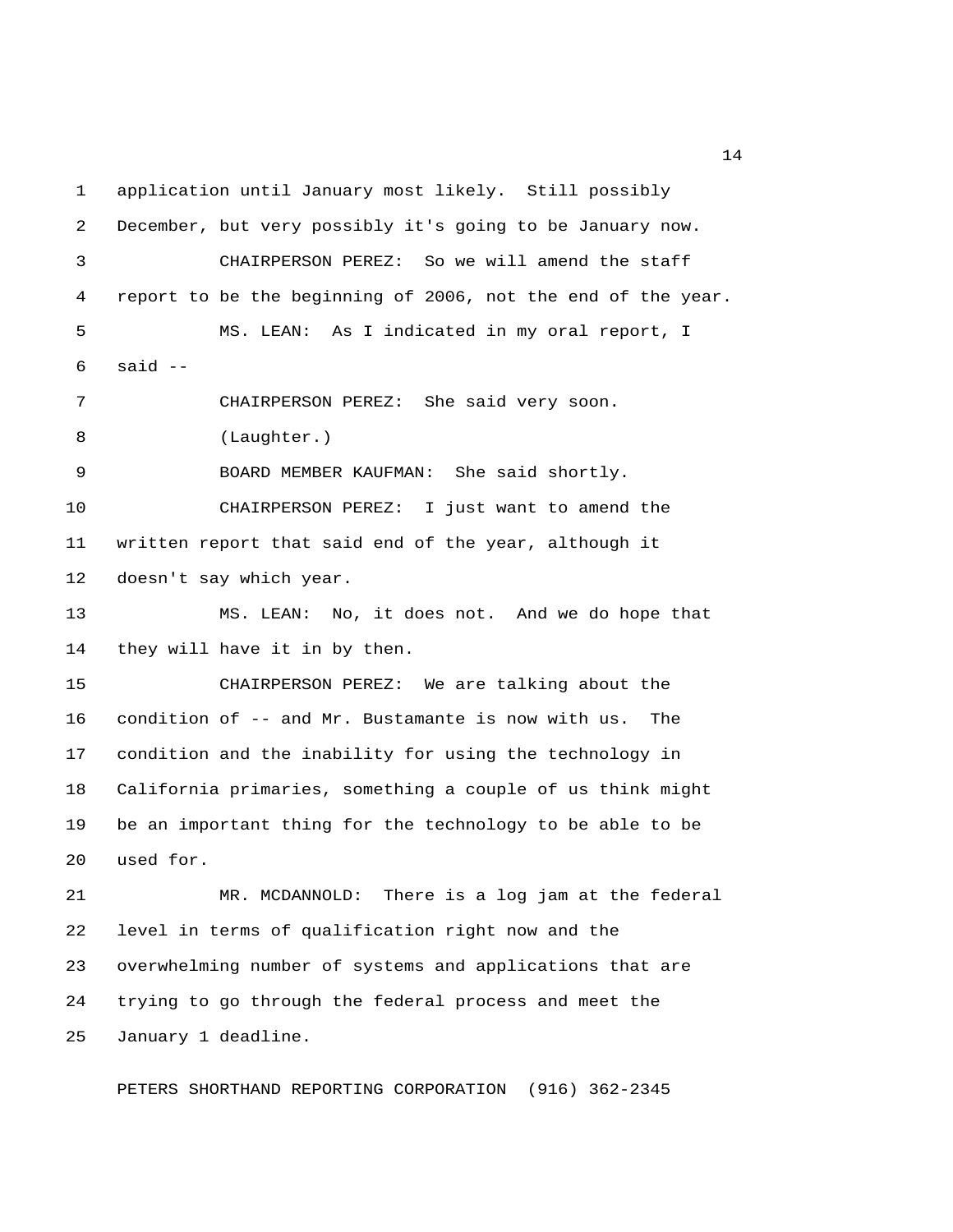application until January most likely. Still possibly December, but very possibly it's going to be January now.

CHAIRPERSON PEREZ: So we will amend the staff report to be the beginning of 2006, not the end of the year.

MS. LEAN: As I indicated in my oral report, I said --

CHAIRPERSON PEREZ: She said very soon.

(Laughter.)

BOARD MEMBER KAUFMAN: She said shortly.

CHAIRPERSON PEREZ: I just want to amend the written report that said end of the year, although it doesn't say which year.

MS. LEAN: No, it does not. And we do hope that they will have it in by then.

CHAIRPERSON PEREZ: We are talking about the condition of -- and Mr. Bustamante is now with us. The condition and the inability for using the technology in California primaries, something a couple of us think might be an important thing for the technology to be able to be used for.

MR. MCDANNOLD: There is a log jam at the federal level in terms of qualification right now and the overwhelming number of systems and applications that are trying to go through the federal process and meet the January 1 deadline.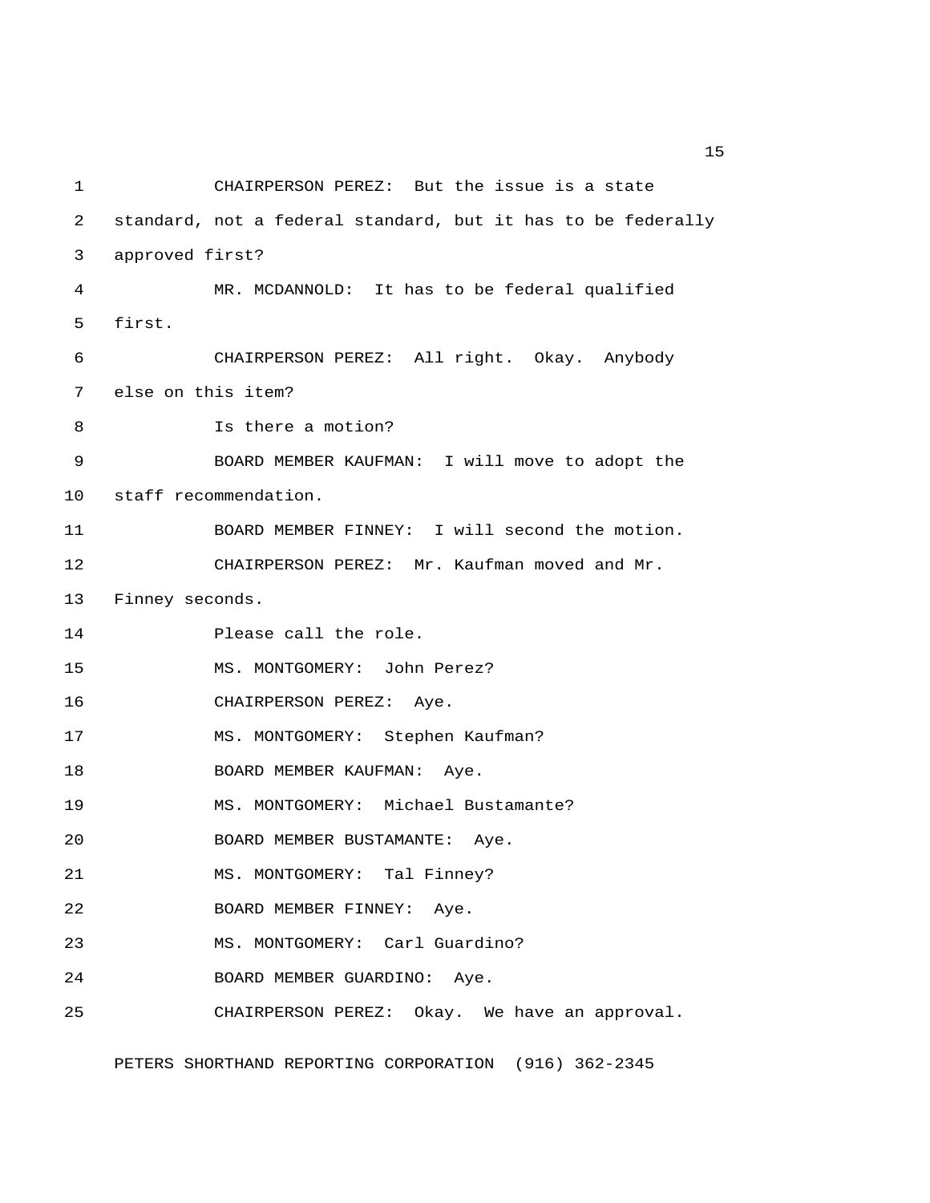CHAIRPERSON PEREZ: But the issue is a state standard, not a federal standard, but it has to be federally approved first?

MR. MCDANNOLD: It has to be federal qualified first.

CHAIRPERSON PEREZ: All right. Okay. Anybody else on this item?

Is there a motion?

BOARD MEMBER KAUFMAN: I will move to adopt the staff recommendation.

BOARD MEMBER FINNEY: I will second the motion.

CHAIRPERSON PEREZ: Mr. Kaufman moved and Mr. Finney seconds.

Please call the role.

MS. MONTGOMERY: John Perez?

CHAIRPERSON PEREZ: Aye.

MS. MONTGOMERY: Stephen Kaufman?

BOARD MEMBER KAUFMAN: Aye.

MS. MONTGOMERY: Michael Bustamante?

BOARD MEMBER BUSTAMANTE: Aye.

MS. MONTGOMERY: Tal Finney?

BOARD MEMBER FINNEY: Aye.

MS. MONTGOMERY: Carl Guardino?

BOARD MEMBER GUARDINO: Aye.

CHAIRPERSON PEREZ: Okay. We have an approval.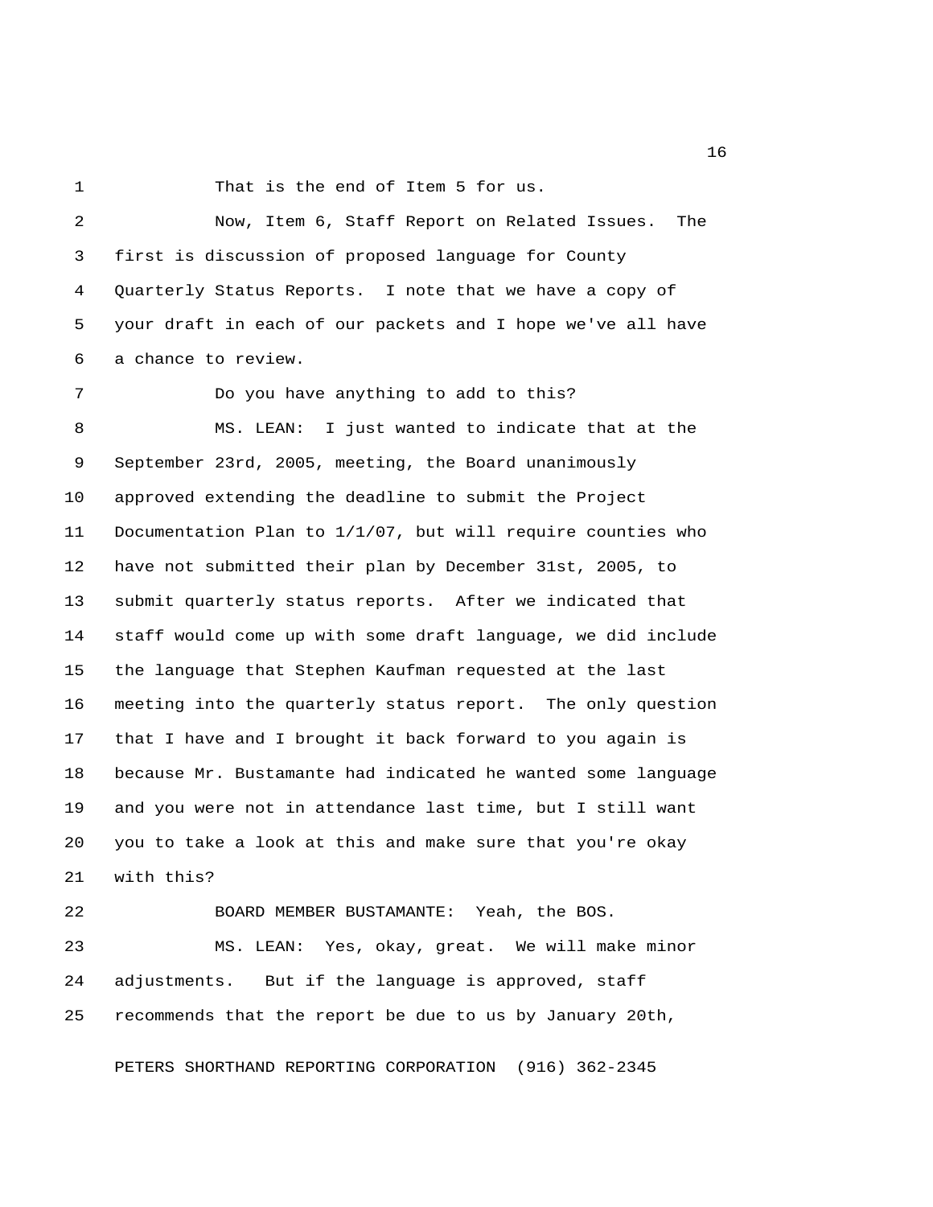That is the end of Item 5 for us.

Now, Item 6, Staff Report on Related Issues. The first is discussion of proposed language for County Quarterly Status Reports. I note that we have a copy of your draft in each of our packets and I hope we've all have a chance to review.

Do you have anything to add to this?

MS. LEAN: I just wanted to indicate that at the September 23rd, 2005, meeting, the Board unanimously approved extending the deadline to submit the Project Documentation Plan to 1/1/07, but will require counties who have not submitted their plan by December 31st, 2005, to submit quarterly status reports. After we indicated that staff would come up with some draft language, we did include the language that Stephen Kaufman requested at the last meeting into the quarterly status report. The only question that I have and I brought it back forward to you again is because Mr. Bustamante had indicated he wanted some language and you were not in attendance last time, but I still want you to take a look at this and make sure that you're okay with this?

BOARD MEMBER BUSTAMANTE: Yeah, the BOS.

MS. LEAN: Yes, okay, great. We will make minor adjustments. But if the language is approved, staff recommends that the report be due to us by January 20th,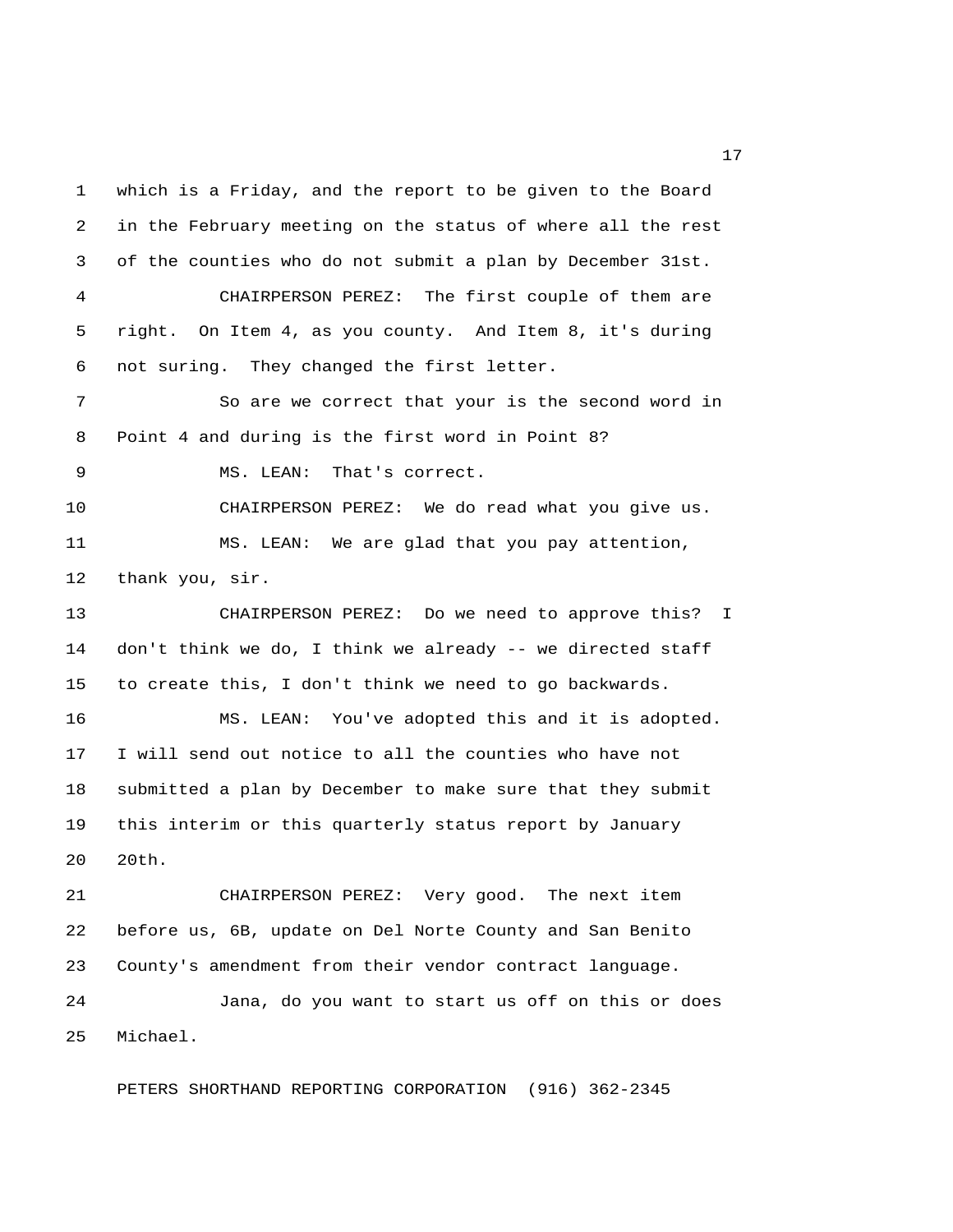which is a Friday, and the report to be given to the Board in the February meeting on the status of where all the rest of the counties who do not submit a plan by December 31st.

CHAIRPERSON PEREZ: The first couple of them are right. On Item 4, as you county. And Item 8, it's during not suring. They changed the first letter.

So are we correct that your is the second word in Point 4 and during is the first word in Point 8?

MS. LEAN: That's correct.

CHAIRPERSON PEREZ: We do read what you give us.

MS. LEAN: We are glad that you pay attention, thank you, sir.

CHAIRPERSON PEREZ: Do we need to approve this? I don't think we do, I think we already -- we directed staff to create this, I don't think we need to go backwards.

MS. LEAN: You've adopted this and it is adopted. I will send out notice to all the counties who have not submitted a plan by December to make sure that they submit this interim or this quarterly status report by January 20th.

CHAIRPERSON PEREZ: Very good. The next item before us, 6B, update on Del Norte County and San Benito County's amendment from their vendor contract language.

Jana, do you want to start us off on this or does Michael.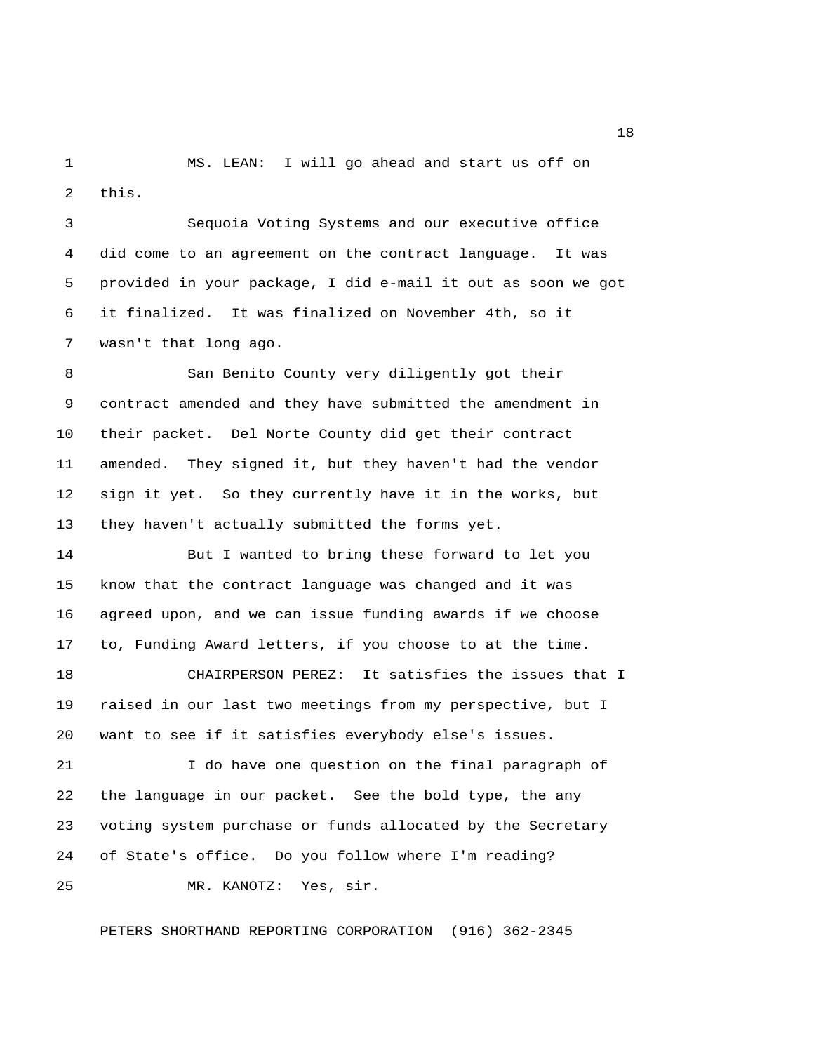MS. LEAN: I will go ahead and start us off on this.

Sequoia Voting Systems and our executive office did come to an agreement on the contract language. It was provided in your package, I did e-mail it out as soon we got it finalized. It was finalized on November 4th, so it wasn't that long ago.

San Benito County very diligently got their contract amended and they have submitted the amendment in their packet. Del Norte County did get their contract amended. They signed it, but they haven't had the vendor sign it yet. So they currently have it in the works, but they haven't actually submitted the forms yet.

But I wanted to bring these forward to let you know that the contract language was changed and it was agreed upon, and we can issue funding awards if we choose to, Funding Award letters, if you choose to at the time.

CHAIRPERSON PEREZ: It satisfies the issues that I raised in our last two meetings from my perspective, but I want to see if it satisfies everybody else's issues.

I do have one question on the final paragraph of the language in our packet. See the bold type, the any voting system purchase or funds allocated by the Secretary of State's office. Do you follow where I'm reading?

MR. KANOTZ: Yes, sir.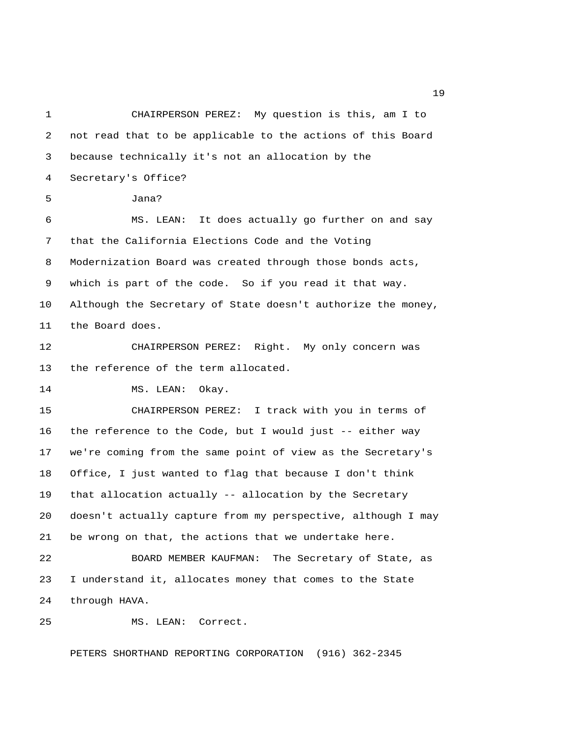CHAIRPERSON PEREZ: My question is this, am I to not read that to be applicable to the actions of this Board because technically it's not an allocation by the Secretary's Office?

Jana?

MS. LEAN: It does actually go further on and say that the California Elections Code and the Voting Modernization Board was created through those bonds acts, which is part of the code. So if you read it that way. Although the Secretary of State doesn't authorize the money, the Board does.

CHAIRPERSON PEREZ: Right. My only concern was the reference of the term allocated.

MS. LEAN: Okay.

CHAIRPERSON PEREZ: I track with you in terms of the reference to the Code, but I would just -- either way we're coming from the same point of view as the Secretary's Office, I just wanted to flag that because I don't think that allocation actually -- allocation by the Secretary doesn't actually capture from my perspective, although I may be wrong on that, the actions that we undertake here.

BOARD MEMBER KAUFMAN: The Secretary of State, as I understand it, allocates money that comes to the State through HAVA.

MS. LEAN: Correct.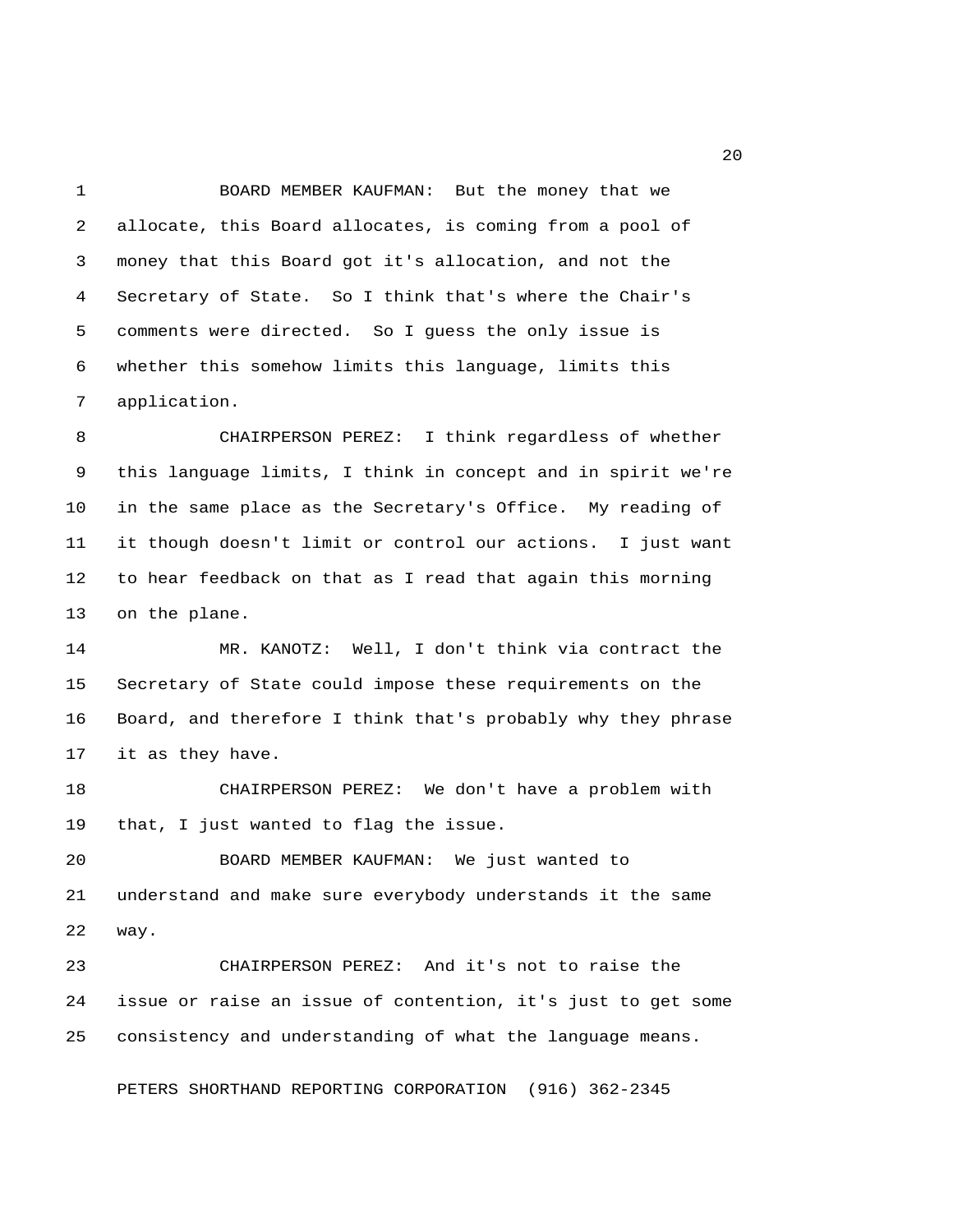BOARD MEMBER KAUFMAN: But the money that we allocate, this Board allocates, is coming from a pool of money that this Board got it's allocation, and not the Secretary of State. So I think that's where the Chair's comments were directed. So I guess the only issue is whether this somehow limits this language, limits this application.

CHAIRPERSON PEREZ: I think regardless of whether this language limits, I think in concept and in spirit we're in the same place as the Secretary's Office. My reading of it though doesn't limit or control our actions. I just want to hear feedback on that as I read that again this morning on the plane.

MR. KANOTZ: Well, I don't think via contract the Secretary of State could impose these requirements on the Board, and therefore I think that's probably why they phrase it as they have.

CHAIRPERSON PEREZ: We don't have a problem with that, I just wanted to flag the issue.

BOARD MEMBER KAUFMAN: We just wanted to understand and make sure everybody understands it the same way.

CHAIRPERSON PEREZ: And it's not to raise the issue or raise an issue of contention, it's just to get some consistency and understanding of what the language means.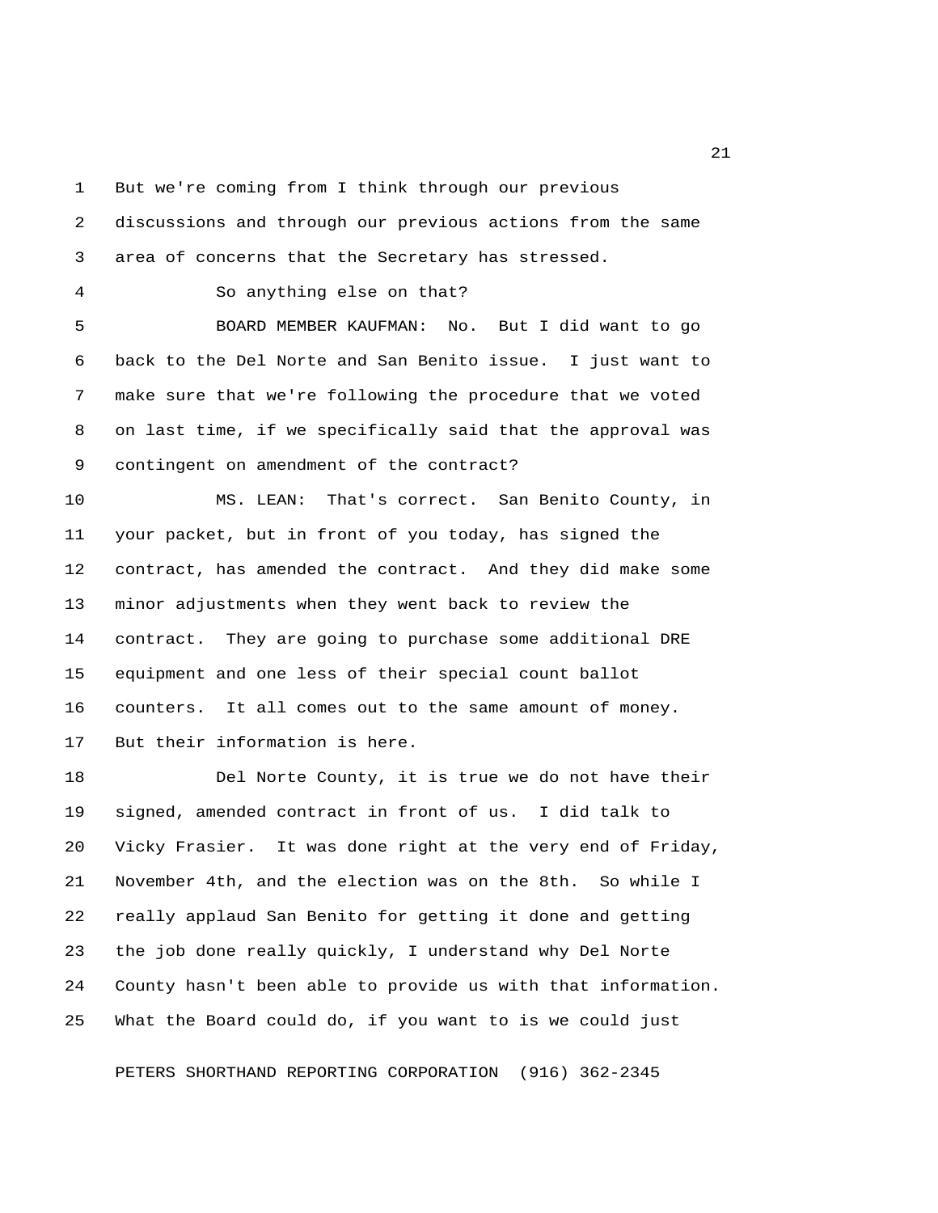But we're coming from I think through our previous discussions and through our previous actions from the same area of concerns that the Secretary has stressed.

So anything else on that?

BOARD MEMBER KAUFMAN: No. But I did want to go back to the Del Norte and San Benito issue. I just want to make sure that we're following the procedure that we voted on last time, if we specifically said that the approval was contingent on amendment of the contract?

MS. LEAN: That's correct. San Benito County, in your packet, but in front of you today, has signed the contract, has amended the contract. And they did make some minor adjustments when they went back to review the contract. They are going to purchase some additional DRE equipment and one less of their special count ballot counters. It all comes out to the same amount of money. But their information is here.

Del Norte County, it is true we do not have their signed, amended contract in front of us. I did talk to Vicky Frasier. It was done right at the very end of Friday, November 4th, and the election was on the 8th. So while I really applaud San Benito for getting it done and getting the job done really quickly, I understand why Del Norte County hasn't been able to provide us with that information. What the Board could do, if you want to is we could just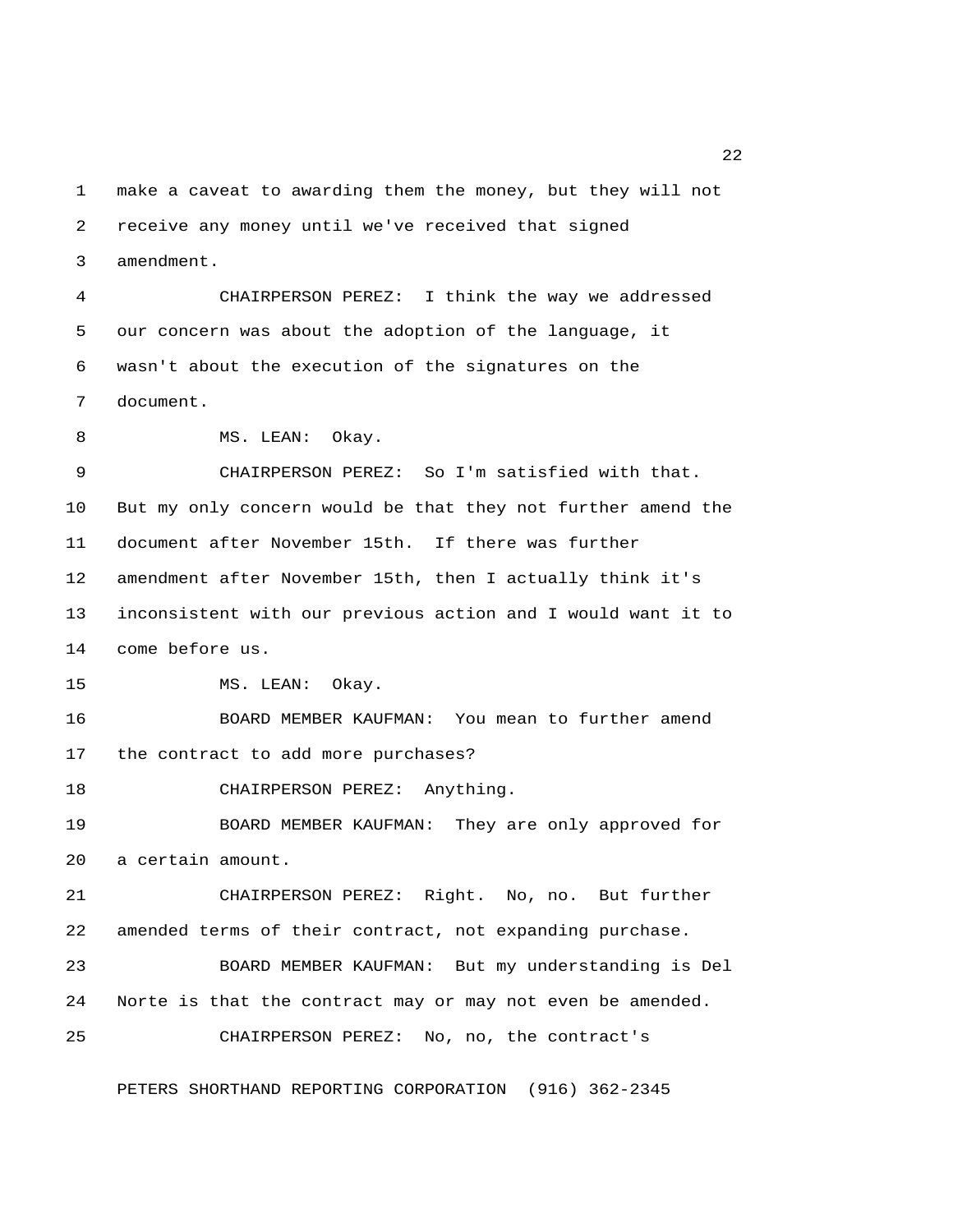make a caveat to awarding them the money, but they will not receive any money until we've received that signed amendment.

CHAIRPERSON PEREZ: I think the way we addressed our concern was about the adoption of the language, it wasn't about the execution of the signatures on the document.

MS. LEAN: Okay.

CHAIRPERSON PEREZ: So I'm satisfied with that. But my only concern would be that they not further amend the document after November 15th. If there was further amendment after November 15th, then I actually think it's inconsistent with our previous action and I would want it to come before us.

MS. LEAN: Okay.

BOARD MEMBER KAUFMAN: You mean to further amend the contract to add more purchases?

CHAIRPERSON PEREZ: Anything.

BOARD MEMBER KAUFMAN: They are only approved for a certain amount.

CHAIRPERSON PEREZ: Right. No, no. But further amended terms of their contract, not expanding purchase.

BOARD MEMBER KAUFMAN: But my understanding is Del Norte is that the contract may or may not even be amended.

CHAIRPERSON PEREZ: No, no, the contract's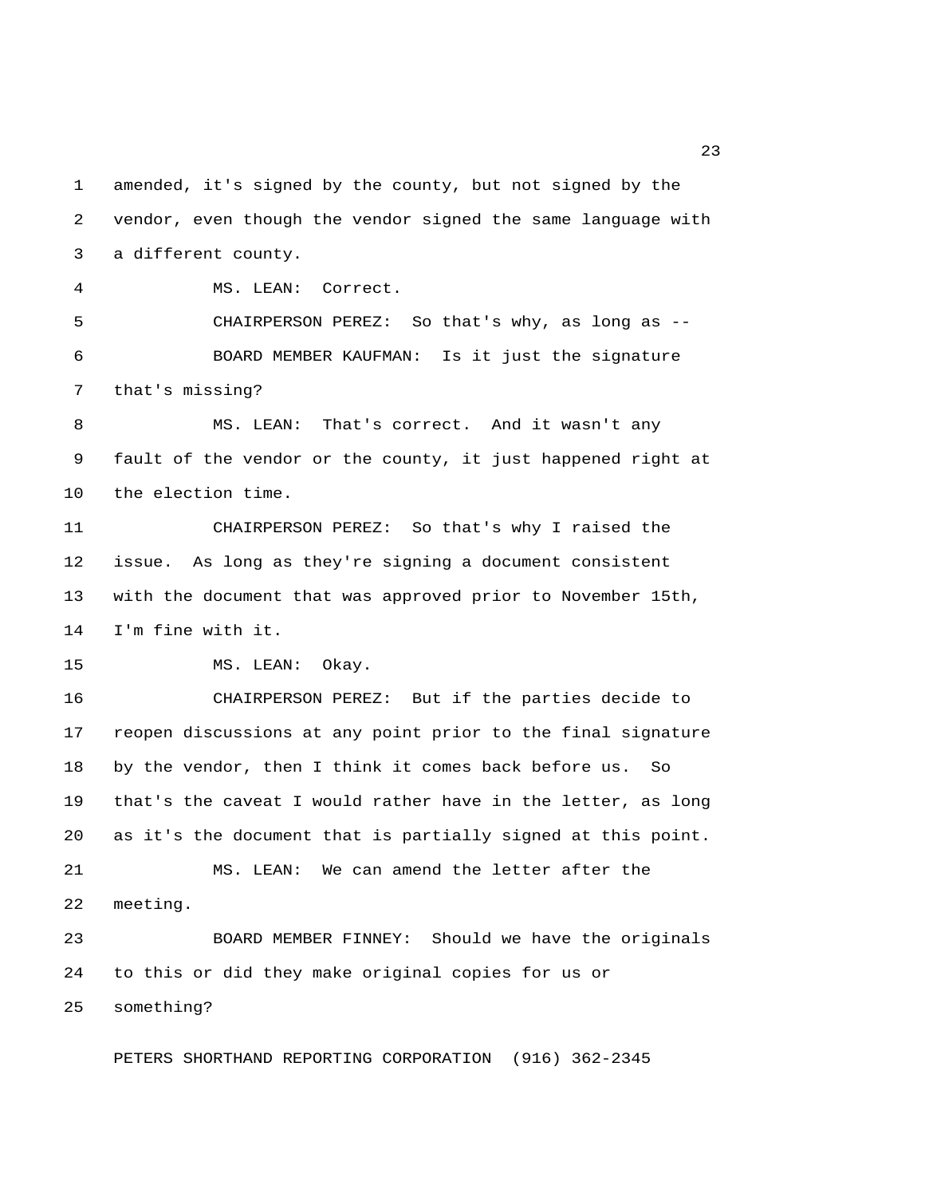amended, it's signed by the county, but not signed by the vendor, even though the vendor signed the same language with a different county.

MS. LEAN: Correct.

CHAIRPERSON PEREZ: So that's why, as long as --

BOARD MEMBER KAUFMAN: Is it just the signature that's missing?

MS. LEAN: That's correct. And it wasn't any fault of the vendor or the county, it just happened right at the election time.

CHAIRPERSON PEREZ: So that's why I raised the issue. As long as they're signing a document consistent with the document that was approved prior to November 15th, I'm fine with it.

MS. LEAN: Okay.

CHAIRPERSON PEREZ: But if the parties decide to reopen discussions at any point prior to the final signature by the vendor, then I think it comes back before us. So that's the caveat I would rather have in the letter, as long as it's the document that is partially signed at this point.

MS. LEAN: We can amend the letter after the meeting.

BOARD MEMBER FINNEY: Should we have the originals to this or did they make original copies for us or something?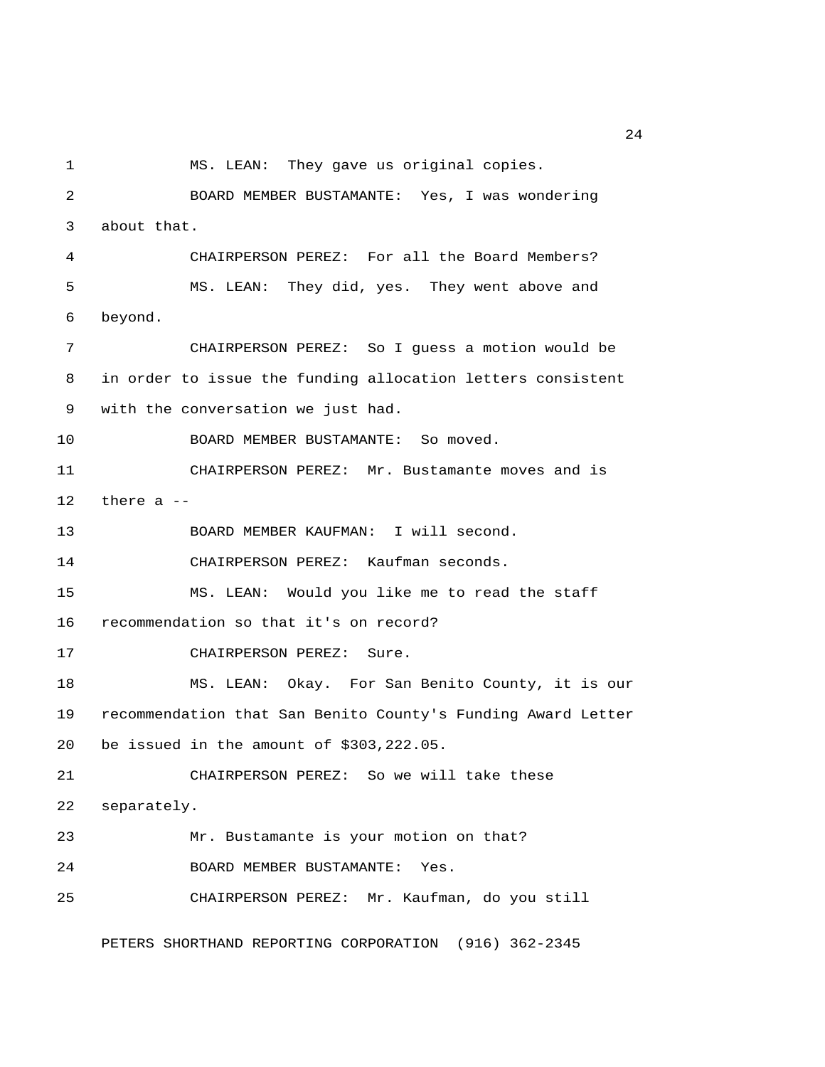MS. LEAN: They gave us original copies.

BOARD MEMBER BUSTAMANTE: Yes, I was wondering about that.

CHAIRPERSON PEREZ: For all the Board Members?

MS. LEAN: They did, yes. They went above and beyond.

CHAIRPERSON PEREZ: So I guess a motion would be in order to issue the funding allocation letters consistent with the conversation we just had.

BOARD MEMBER BUSTAMANTE: So moved.

CHAIRPERSON PEREZ: Mr. Bustamante moves and is there a --

BOARD MEMBER KAUFMAN: I will second.

CHAIRPERSON PEREZ: Kaufman seconds.

MS. LEAN: Would you like me to read the staff recommendation so that it's on record?

CHAIRPERSON PEREZ: Sure.

MS. LEAN: Okay. For San Benito County, it is our recommendation that San Benito County's Funding Award Letter be issued in the amount of $303,222.05.

CHAIRPERSON PEREZ: So we will take these separately.

Mr. Bustamante is your motion on that?

BOARD MEMBER BUSTAMANTE: Yes.

CHAIRPERSON PEREZ: Mr. Kaufman, do you still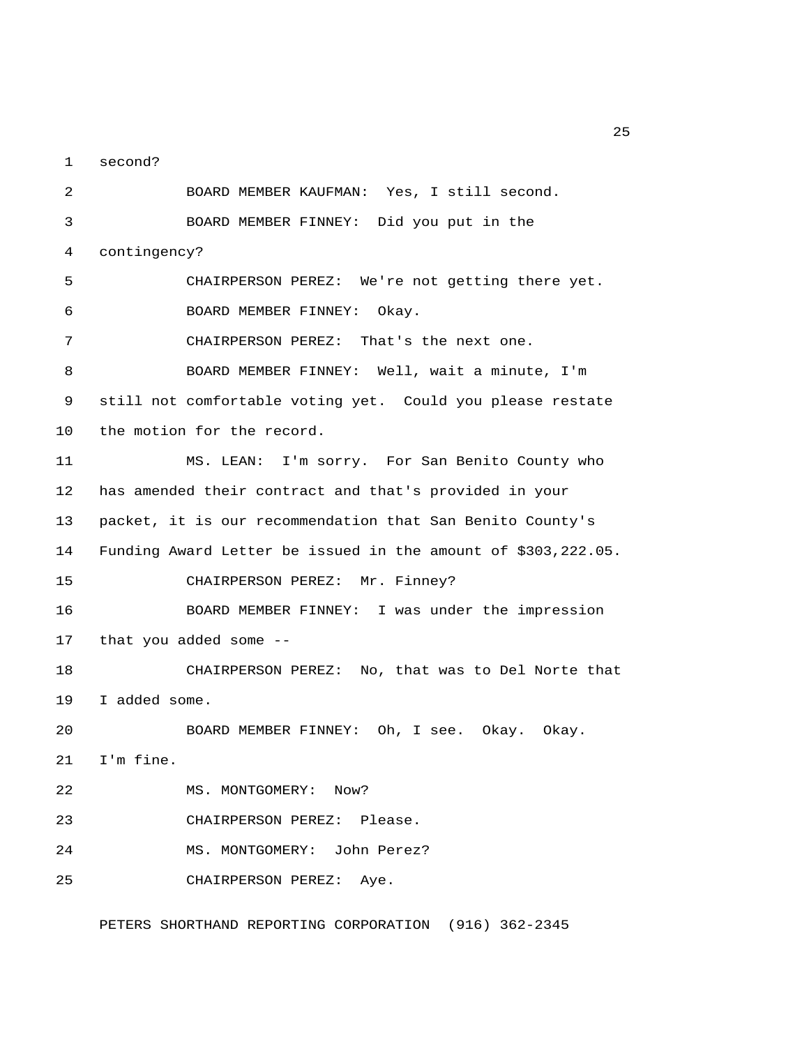second?

BOARD MEMBER KAUFMAN: Yes, I still second.

BOARD MEMBER FINNEY: Did you put in the contingency?

CHAIRPERSON PEREZ: We're not getting there yet.

BOARD MEMBER FINNEY: Okay.

CHAIRPERSON PEREZ: That's the next one.

BOARD MEMBER FINNEY: Well, wait a minute, I'm still not comfortable voting yet. Could you please restate the motion for the record.

MS. LEAN: I'm sorry. For San Benito County who has amended their contract and that's provided in your packet, it is our recommendation that San Benito County's Funding Award Letter be issued in the amount of $303,222.05.

CHAIRPERSON PEREZ: Mr. Finney?

BOARD MEMBER FINNEY: I was under the impression that you added some --

CHAIRPERSON PEREZ: No, that was to Del Norte that I added some.

BOARD MEMBER FINNEY: Oh, I see. Okay. Okay. I'm fine.

MS. MONTGOMERY: Now?

CHAIRPERSON PEREZ: Please.

MS. MONTGOMERY: John Perez?

CHAIRPERSON PEREZ: Aye.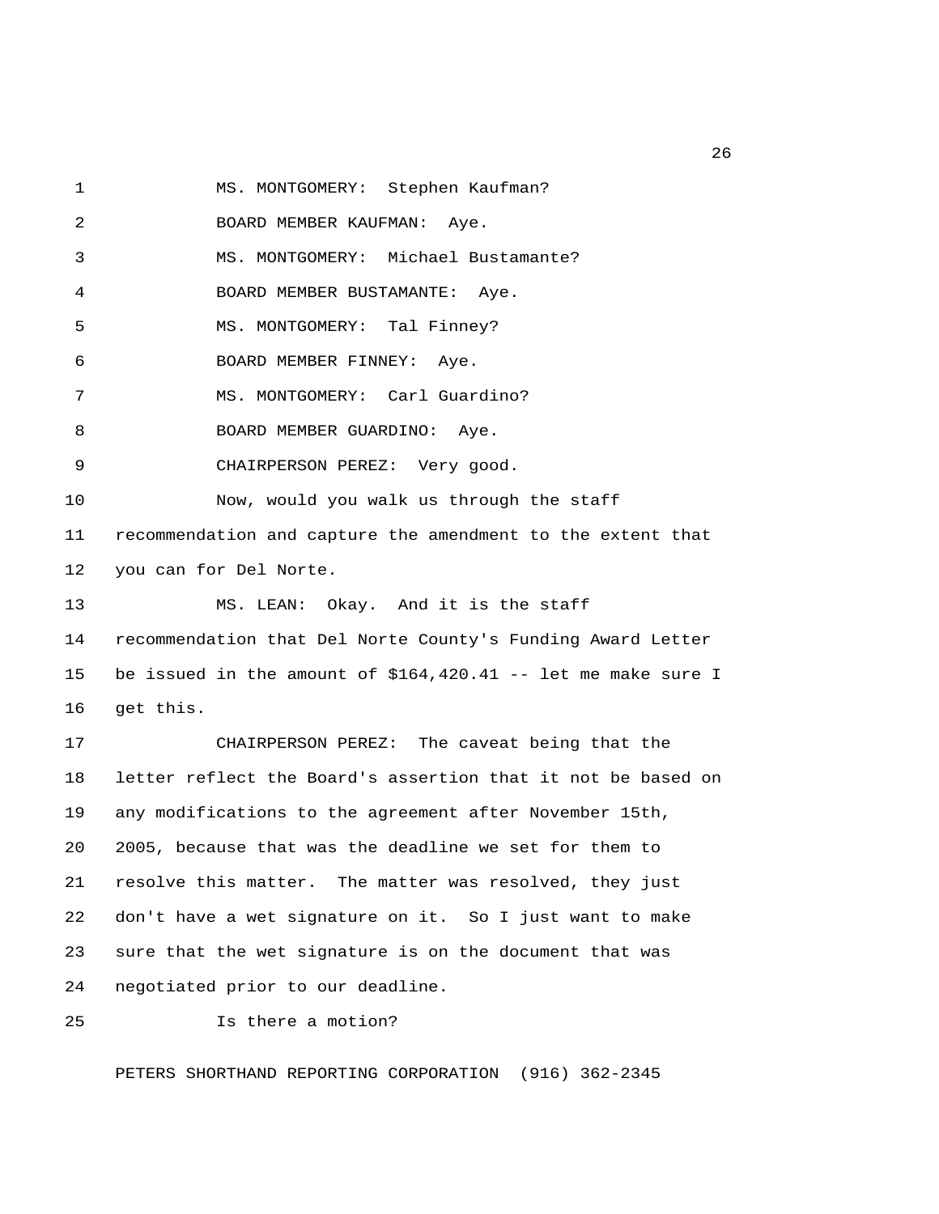MS. MONTGOMERY: Stephen Kaufman?

BOARD MEMBER KAUFMAN: Aye.

MS. MONTGOMERY: Michael Bustamante?

BOARD MEMBER BUSTAMANTE: Aye.

MS. MONTGOMERY: Tal Finney?

BOARD MEMBER FINNEY: Aye.

MS. MONTGOMERY: Carl Guardino?

BOARD MEMBER GUARDINO: Aye.

CHAIRPERSON PEREZ: Very good.

Now, would you walk us through the staff recommendation and capture the amendment to the extent that you can for Del Norte.

MS. LEAN: Okay. And it is the staff recommendation that Del Norte County's Funding Award Letter be issued in the amount of $164,420.41 -- let me make sure I get this.

CHAIRPERSON PEREZ: The caveat being that the letter reflect the Board's assertion that it not be based on any modifications to the agreement after November 15th, 2005, because that was the deadline we set for them to resolve this matter. The matter was resolved, they just don't have a wet signature on it. So I just want to make sure that the wet signature is on the document that was negotiated prior to our deadline.

Is there a motion?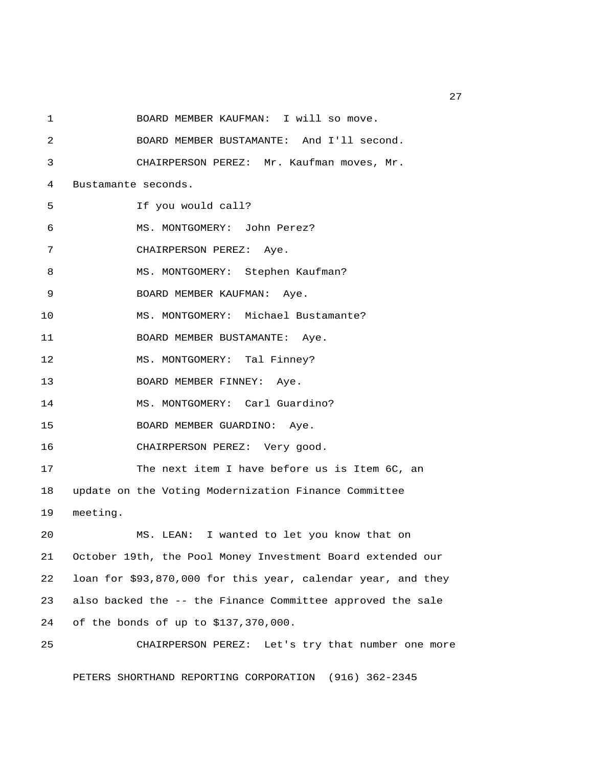1 BOARD MEMBER KAUFMAN: I will so move.

2 BOARD MEMBER BUSTAMANTE: And I'll second.

3 CHAIRPERSON PEREZ: Mr. Kaufman moves, Mr.

4 Bustamante seconds.

5 If you would call?

6 MS. MONTGOMERY: John Perez?

7 CHAIRPERSON PEREZ: Aye.

8 MS. MONTGOMERY: Stephen Kaufman?

9 BOARD MEMBER KAUFMAN: Aye.

10 MS. MONTGOMERY: Michael Bustamante?

11 BOARD MEMBER BUSTAMANTE: Aye.

12 MS. MONTGOMERY: Tal Finney?

13 BOARD MEMBER FINNEY: Aye.

14 MS. MONTGOMERY: Carl Guardino?

15 BOARD MEMBER GUARDINO: Aye.

16 CHAIRPERSON PEREZ: Very good.

17 The next item I have before us is Item 6C, an

18 update on the Voting Modernization Finance Committee

19 meeting.

20 MS. LEAN: I wanted to let you know that on

21 October 19th, the Pool Money Investment Board extended our

22 loan for $93,870,000 for this year, calendar year, and they

23 also backed the -- the Finance Committee approved the sale

24 of the bonds of up to $137,370,000.

25 CHAIRPERSON PEREZ: Let's try that number one more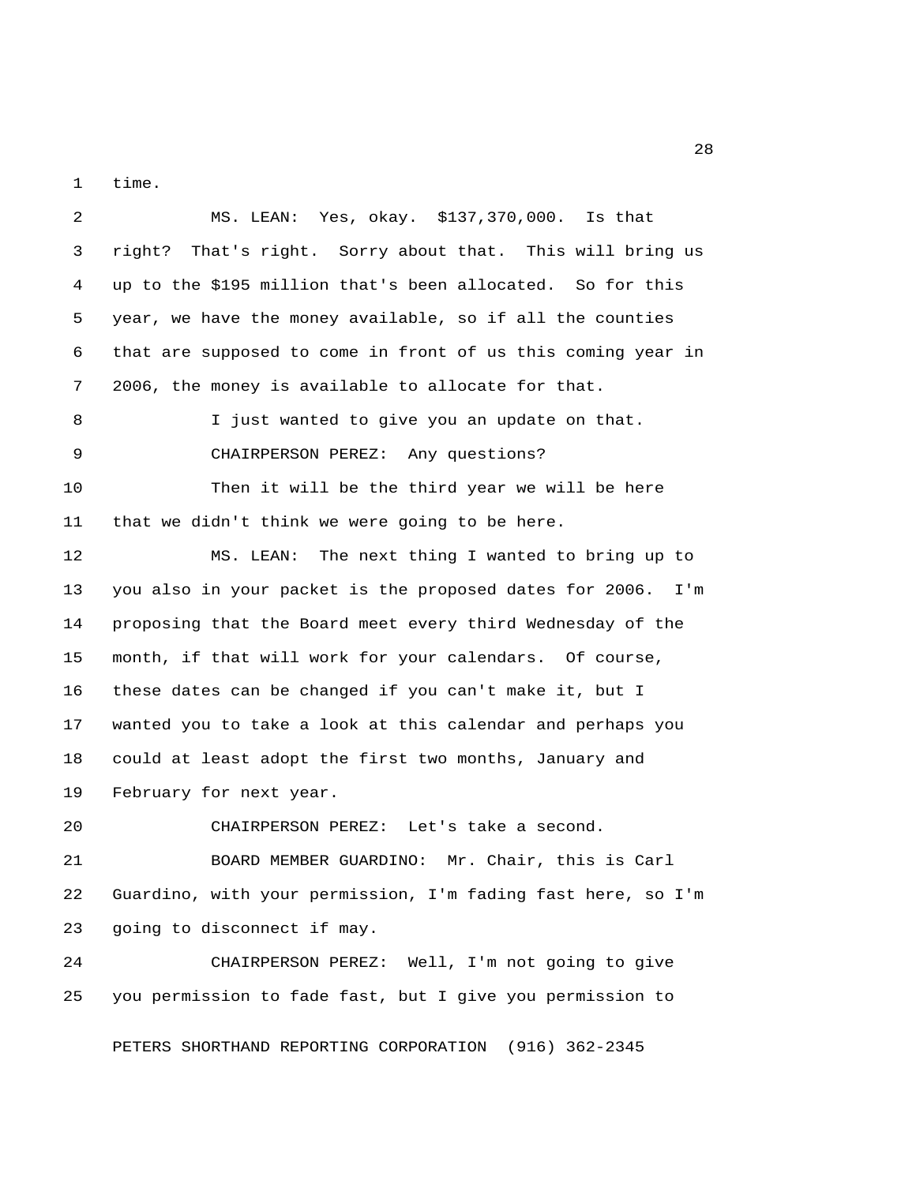time.

MS. LEAN: Yes, okay. $137,370,000. Is that right? That's right. Sorry about that. This will bring us up to the $195 million that's been allocated. So for this year, we have the money available, so if all the counties that are supposed to come in front of us this coming year in 2006, the money is available to allocate for that.

I just wanted to give you an update on that.

CHAIRPERSON PEREZ: Any questions?

Then it will be the third year we will be here that we didn't think we were going to be here.

MS. LEAN: The next thing I wanted to bring up to you also in your packet is the proposed dates for 2006. I'm proposing that the Board meet every third Wednesday of the month, if that will work for your calendars. Of course, these dates can be changed if you can't make it, but I wanted you to take a look at this calendar and perhaps you could at least adopt the first two months, January and February for next year.

CHAIRPERSON PEREZ: Let's take a second.

BOARD MEMBER GUARDINO: Mr. Chair, this is Carl Guardino, with your permission, I'm fading fast here, so I'm going to disconnect if may.

CHAIRPERSON PEREZ: Well, I'm not going to give you permission to fade fast, but I give you permission to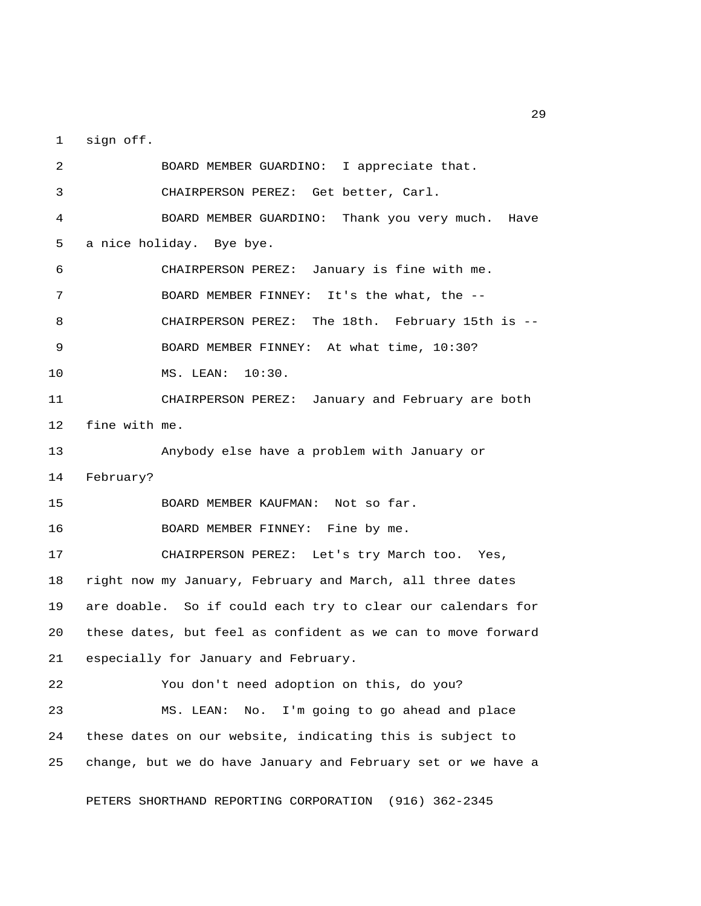sign off.

BOARD MEMBER GUARDINO: I appreciate that.

CHAIRPERSON PEREZ: Get better, Carl.

BOARD MEMBER GUARDINO: Thank you very much. Have a nice holiday. Bye bye.

CHAIRPERSON PEREZ: January is fine with me.

BOARD MEMBER FINNEY: It's the what, the --

CHAIRPERSON PEREZ: The 18th. February 15th is --

BOARD MEMBER FINNEY: At what time, 10:30?

MS. LEAN: 10:30.

CHAIRPERSON PEREZ: January and February are both fine with me.

Anybody else have a problem with January or February?

BOARD MEMBER KAUFMAN: Not so far.

BOARD MEMBER FINNEY: Fine by me.

CHAIRPERSON PEREZ: Let's try March too. Yes, right now my January, February and March, all three dates are doable. So if could each try to clear our calendars for these dates, but feel as confident as we can to move forward especially for January and February.

You don't need adoption on this, do you?

MS. LEAN: No. I'm going to go ahead and place these dates on our website, indicating this is subject to change, but we do have January and February set or we have a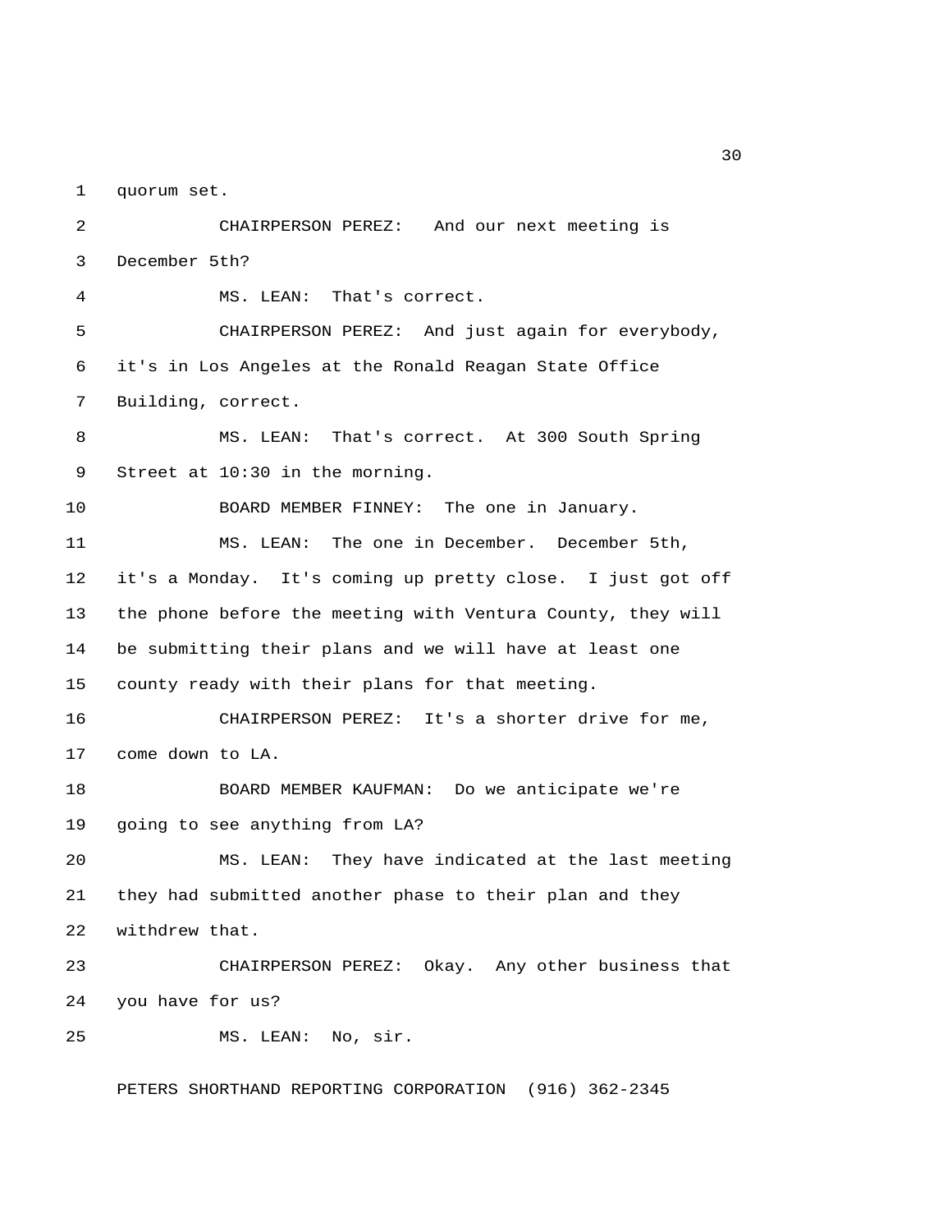quorum set.

CHAIRPERSON PEREZ: And our next meeting is December 5th?

MS. LEAN: That's correct.

CHAIRPERSON PEREZ: And just again for everybody, it's in Los Angeles at the Ronald Reagan State Office Building, correct.

MS. LEAN: That's correct. At 300 South Spring Street at 10:30 in the morning.

BOARD MEMBER FINNEY: The one in January.

MS. LEAN: The one in December. December 5th, it's a Monday. It's coming up pretty close. I just got off the phone before the meeting with Ventura County, they will be submitting their plans and we will have at least one county ready with their plans for that meeting.

CHAIRPERSON PEREZ: It's a shorter drive for me, come down to LA.

BOARD MEMBER KAUFMAN: Do we anticipate we're going to see anything from LA?

MS. LEAN: They have indicated at the last meeting they had submitted another phase to their plan and they withdrew that.

CHAIRPERSON PEREZ: Okay. Any other business that you have for us?

MS. LEAN: No, sir.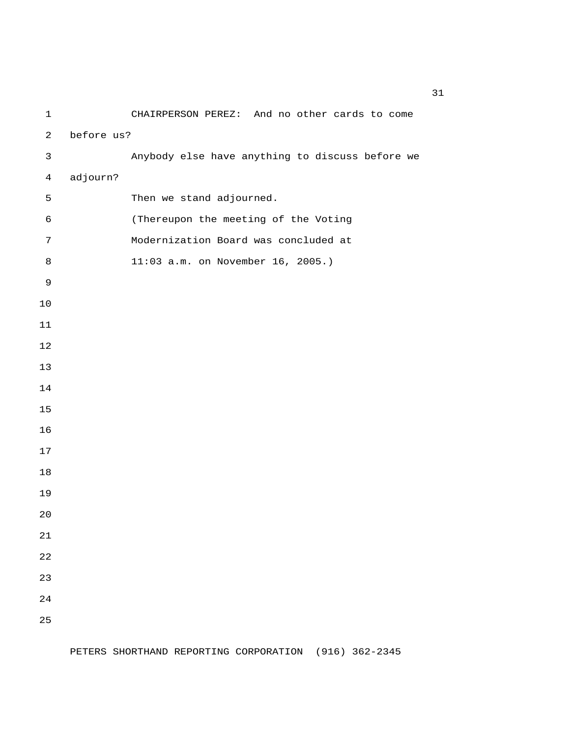CHAIRPERSON PEREZ: And no other cards to come before us?

Anybody else have anything to discuss before we adjourn?

Then we stand adjourned.

(Thereupon the meeting of the Voting Modernization Board was concluded at 11:03 a.m. on November 16, 2005.)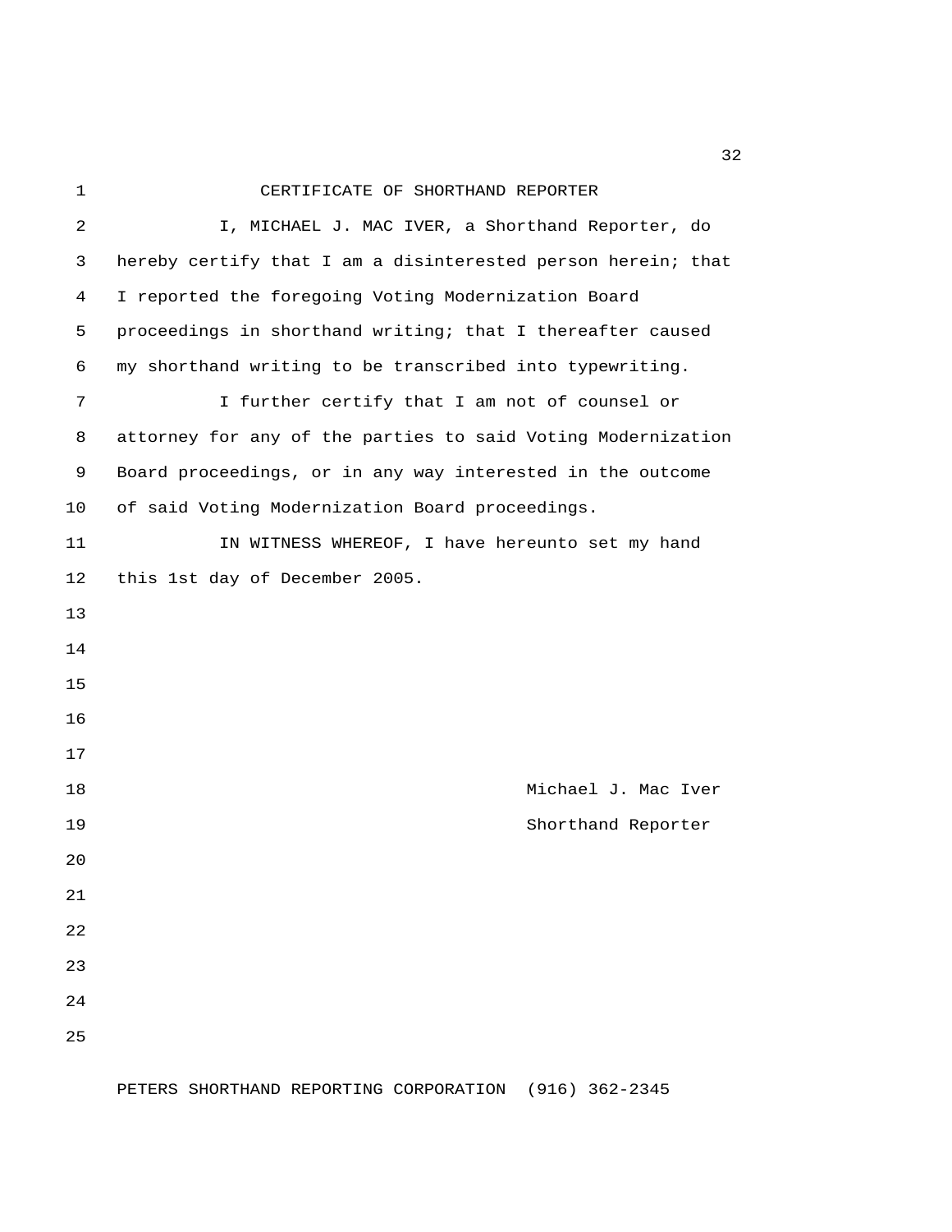# CERTIFICATE OF SHORTHAND REPORTER

I, MICHAEL J. MAC IVER, a Shorthand Reporter, do hereby certify that I am a disinterested person herein; that I reported the foregoing Voting Modernization Board proceedings in shorthand writing; that I thereafter caused my shorthand writing to be transcribed into typewriting.

I further certify that I am not of counsel or attorney for any of the parties to said Voting Modernization Board proceedings, or in any way interested in the outcome of said Voting Modernization Board proceedings.

IN WITNESS WHEREOF, I have hereunto set my hand this 1st day of December 2005.

Michael J. Mac Iver
Shorthand Reporter

PETERS SHORTHAND REPORTING CORPORATION (916) 362-2345